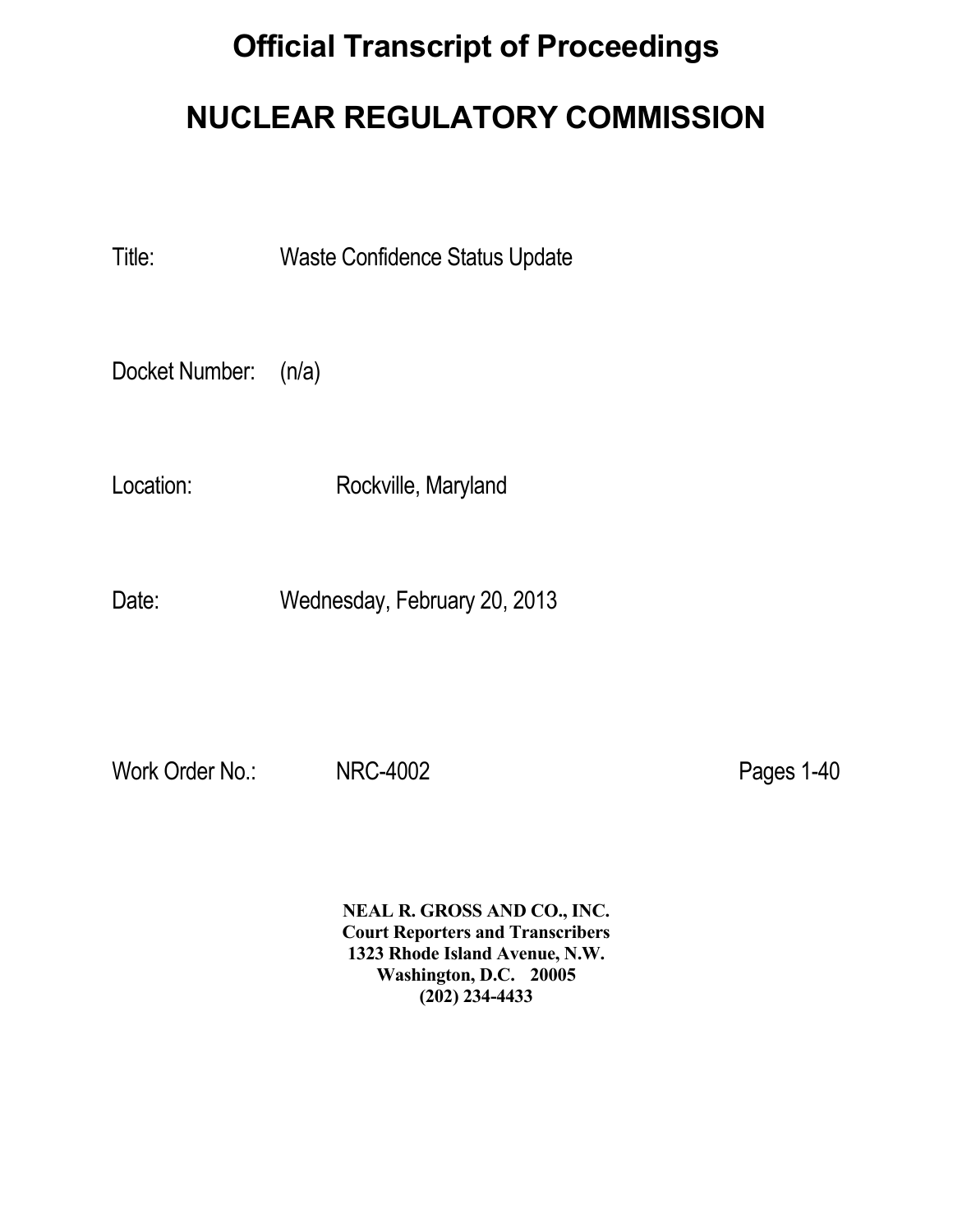# Official Transcript of Proceedings

# NUCLEAR REGULATORY COMMISSION

Title: Waste Confidence Status Update

Docket Number: (n/a)

Location: Rockville, Maryland

Date: Wednesday, February 20, 2013

Work Order No.: NRC-4002 Pages 1-40

**NEAL R. GROSS AND CO., INC.**
**Court Reporters and Transcribers**
**1323 Rhode Island Avenue, N.W.**
**Washington, D.C. 20005**
**(202) 234-4433**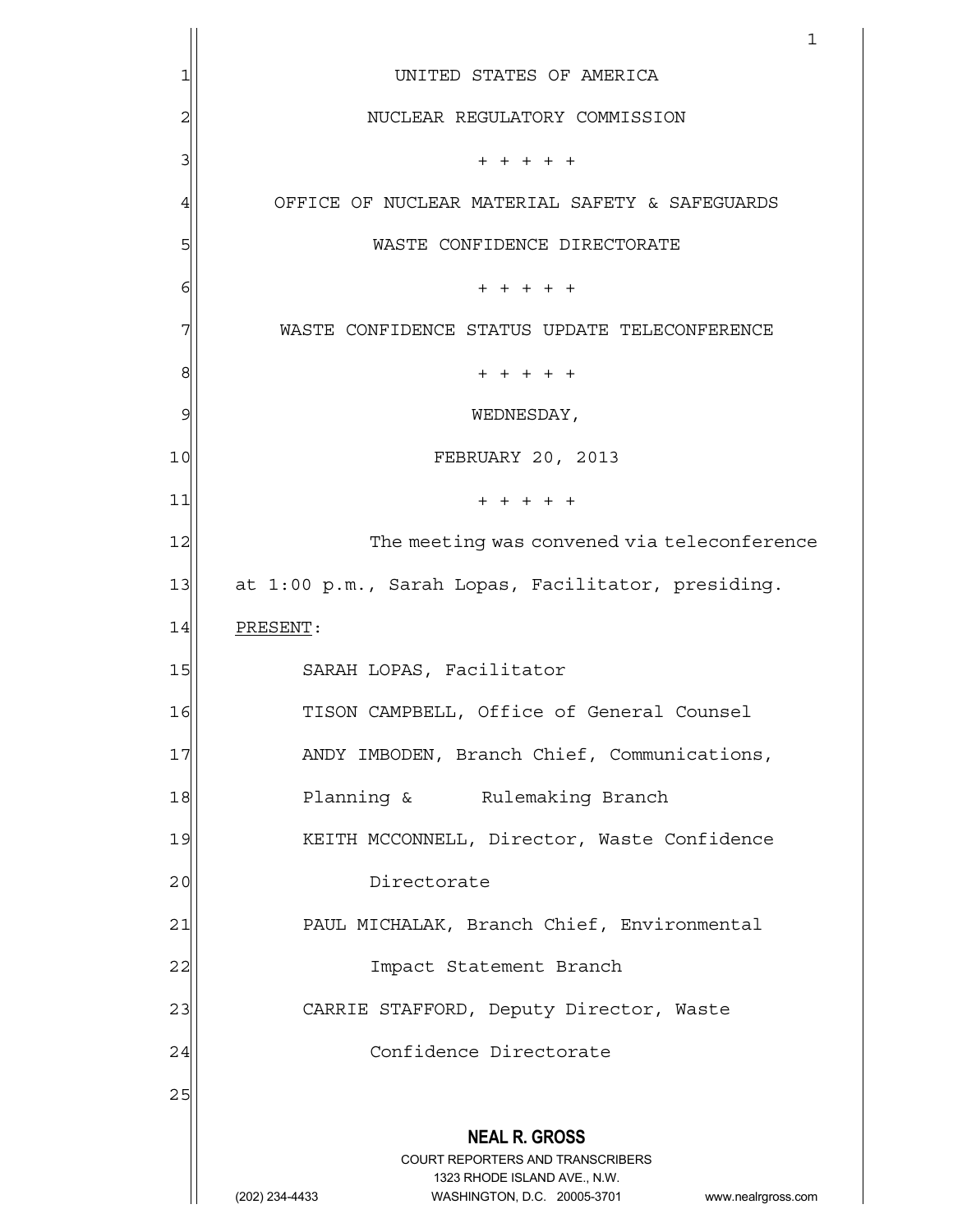UNITED STATES OF AMERICA

NUCLEAR REGULATORY COMMISSION

+ + + + +

OFFICE OF NUCLEAR MATERIAL SAFETY & SAFEGUARDS

WASTE CONFIDENCE DIRECTORATE

+ + + + +

WASTE CONFIDENCE STATUS UPDATE TELECONFERENCE

+ + + + +

WEDNESDAY,

FEBRUARY 20, 2013

+ + + + +

The meeting was convened via teleconference at 1:00 p.m., Sarah Lopas, Facilitator, presiding.

PRESENT:

SARAH LOPAS, Facilitator

TISON CAMPBELL, Office of General Counsel

ANDY IMBODEN, Branch Chief, Communications, Planning & Rulemaking Branch

KEITH MCCONNELL, Director, Waste Confidence Directorate

PAUL MICHALAK, Branch Chief, Environmental Impact Statement Branch

CARRIE STAFFORD, Deputy Director, Waste Confidence Directorate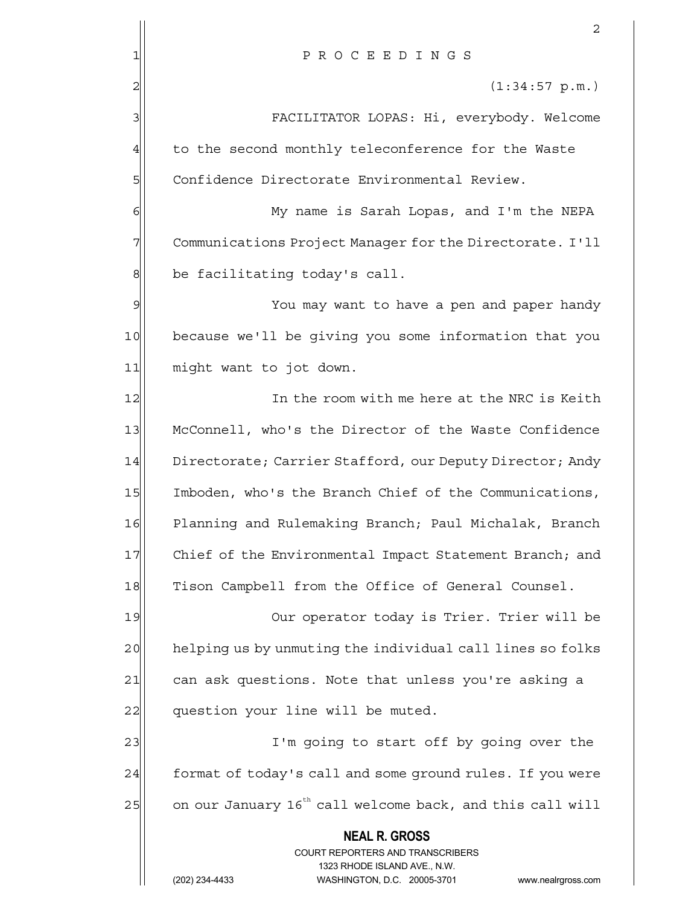P R O C E E D I N G S

(1:34:57 p.m.)

FACILITATOR LOPAS: Hi, everybody. Welcome to the second monthly teleconference for the Waste Confidence Directorate Environmental Review.

My name is Sarah Lopas, and I'm the NEPA Communications Project Manager for the Directorate. I'll be facilitating today's call.

You may want to have a pen and paper handy because we'll be giving you some information that you might want to jot down.

In the room with me here at the NRC is Keith McConnell, who's the Director of the Waste Confidence Directorate; Carrier Stafford, our Deputy Director; Andy Imboden, who's the Branch Chief of the Communications, Planning and Rulemaking Branch; Paul Michalak, Branch Chief of the Environmental Impact Statement Branch; and Tison Campbell from the Office of General Counsel.

Our operator today is Trier. Trier will be helping us by unmuting the individual call lines so folks can ask questions. Note that unless you're asking a question your line will be muted.

I'm going to start off by going over the format of today's call and some ground rules. If you were on our January 16th call welcome back, and this call will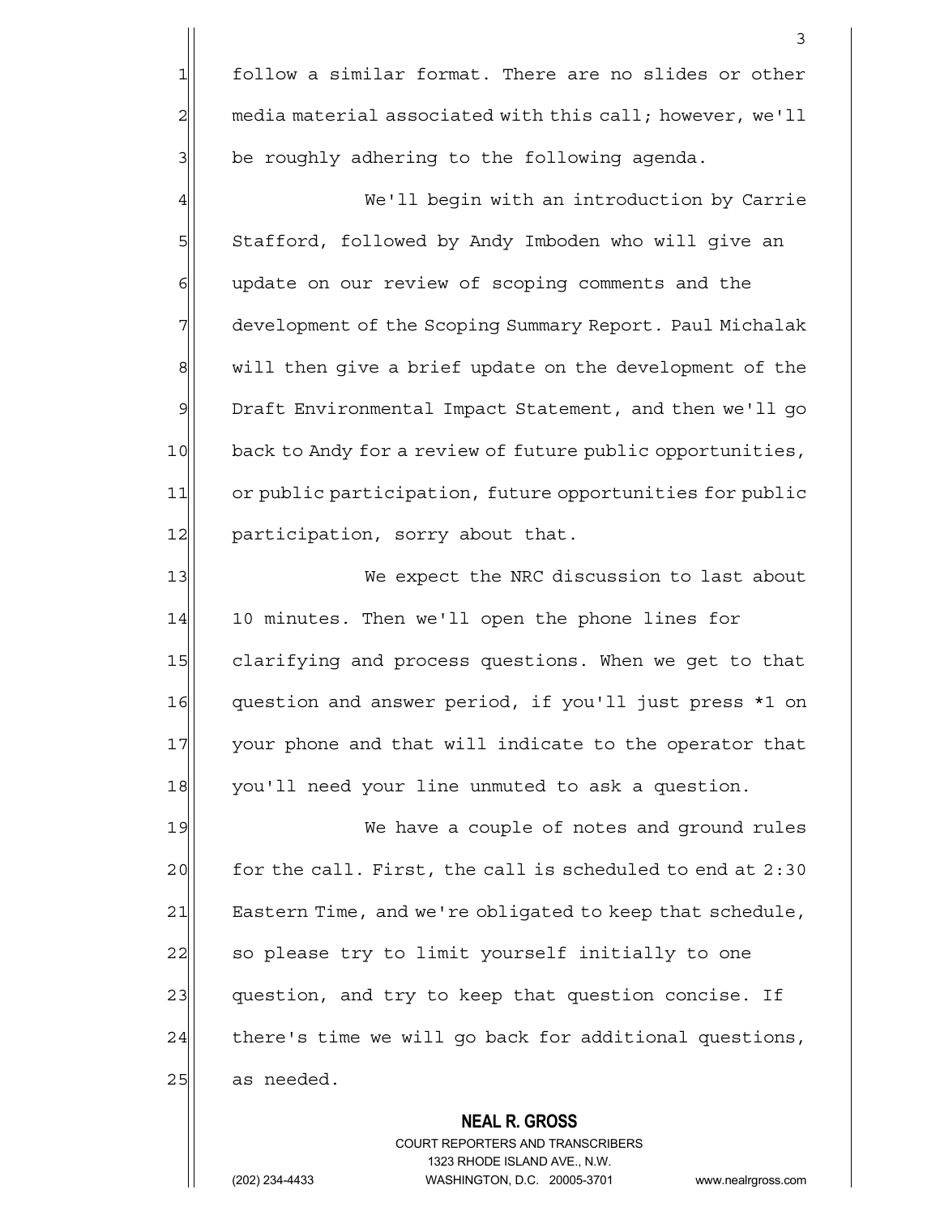follow a similar format. There are no slides or other media material associated with this call; however, we'll be roughly adhering to the following agenda.

We'll begin with an introduction by Carrie Stafford, followed by Andy Imboden who will give an update on our review of scoping comments and the development of the Scoping Summary Report. Paul Michalak will then give a brief update on the development of the Draft Environmental Impact Statement, and then we'll go back to Andy for a review of future public opportunities, or public participation, future opportunities for public participation, sorry about that.

We expect the NRC discussion to last about 10 minutes. Then we'll open the phone lines for clarifying and process questions. When we get to that question and answer period, if you'll just press *1 on your phone and that will indicate to the operator that you'll need your line unmuted to ask a question.

We have a couple of notes and ground rules for the call. First, the call is scheduled to end at 2:30 Eastern Time, and we're obligated to keep that schedule, so please try to limit yourself initially to one question, and try to keep that question concise. If there's time we will go back for additional questions, as needed.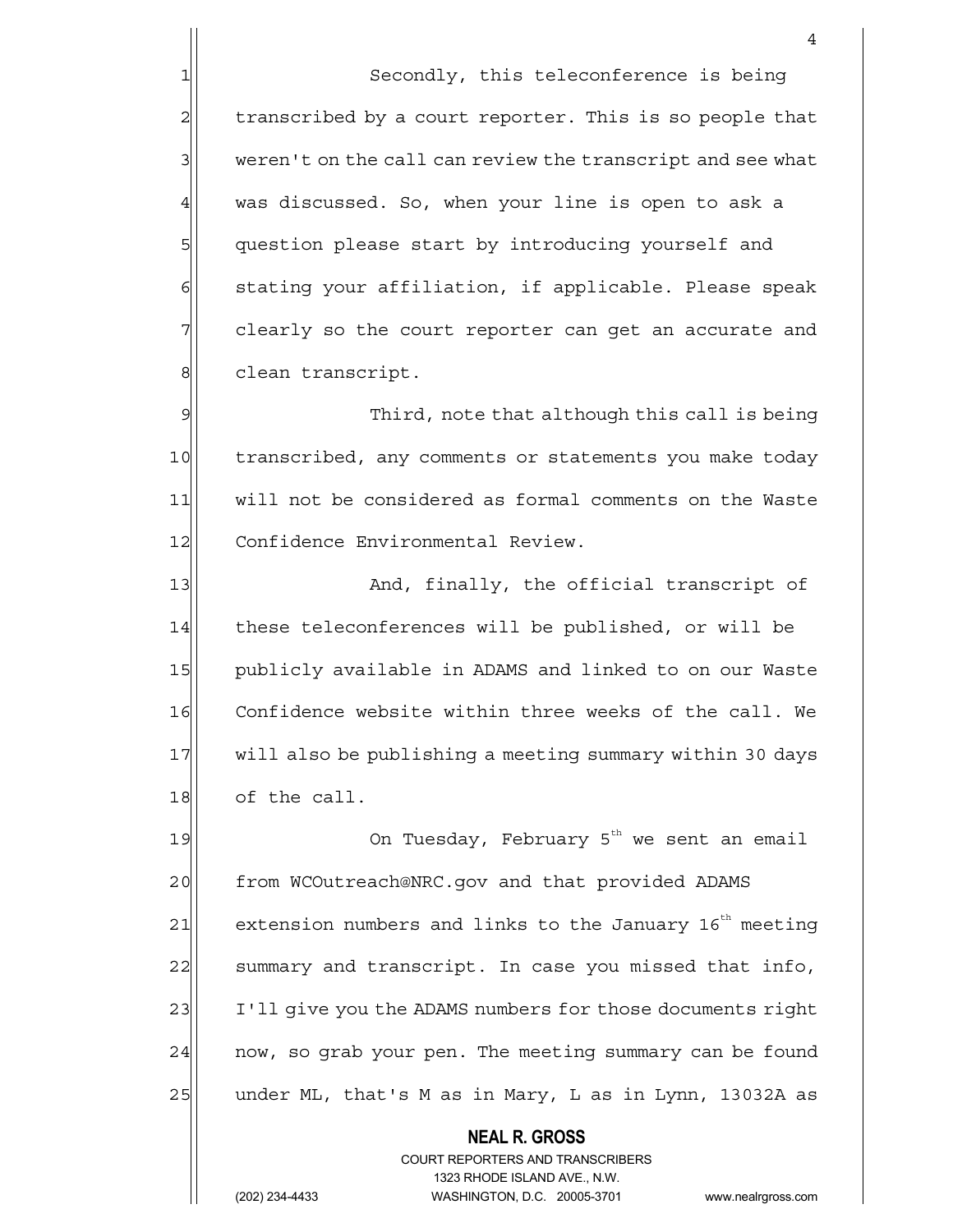Secondly, this teleconference is being transcribed by a court reporter. This is so people that weren't on the call can review the transcript and see what was discussed. So, when your line is open to ask a question please start by introducing yourself and stating your affiliation, if applicable. Please speak clearly so the court reporter can get an accurate and clean transcript.

Third, note that although this call is being transcribed, any comments or statements you make today will not be considered as formal comments on the Waste Confidence Environmental Review.

And, finally, the official transcript of these teleconferences will be published, or will be publicly available in ADAMS and linked to on our Waste Confidence website within three weeks of the call. We will also be publishing a meeting summary within 30 days of the call.

On Tuesday, February 5th we sent an email from WCOutreach@NRC.gov and that provided ADAMS extension numbers and links to the January 16th meeting summary and transcript. In case you missed that info, I'll give you the ADAMS numbers for those documents right now, so grab your pen. The meeting summary can be found under ML, that's M as in Mary, L as in Lynn, 13032A as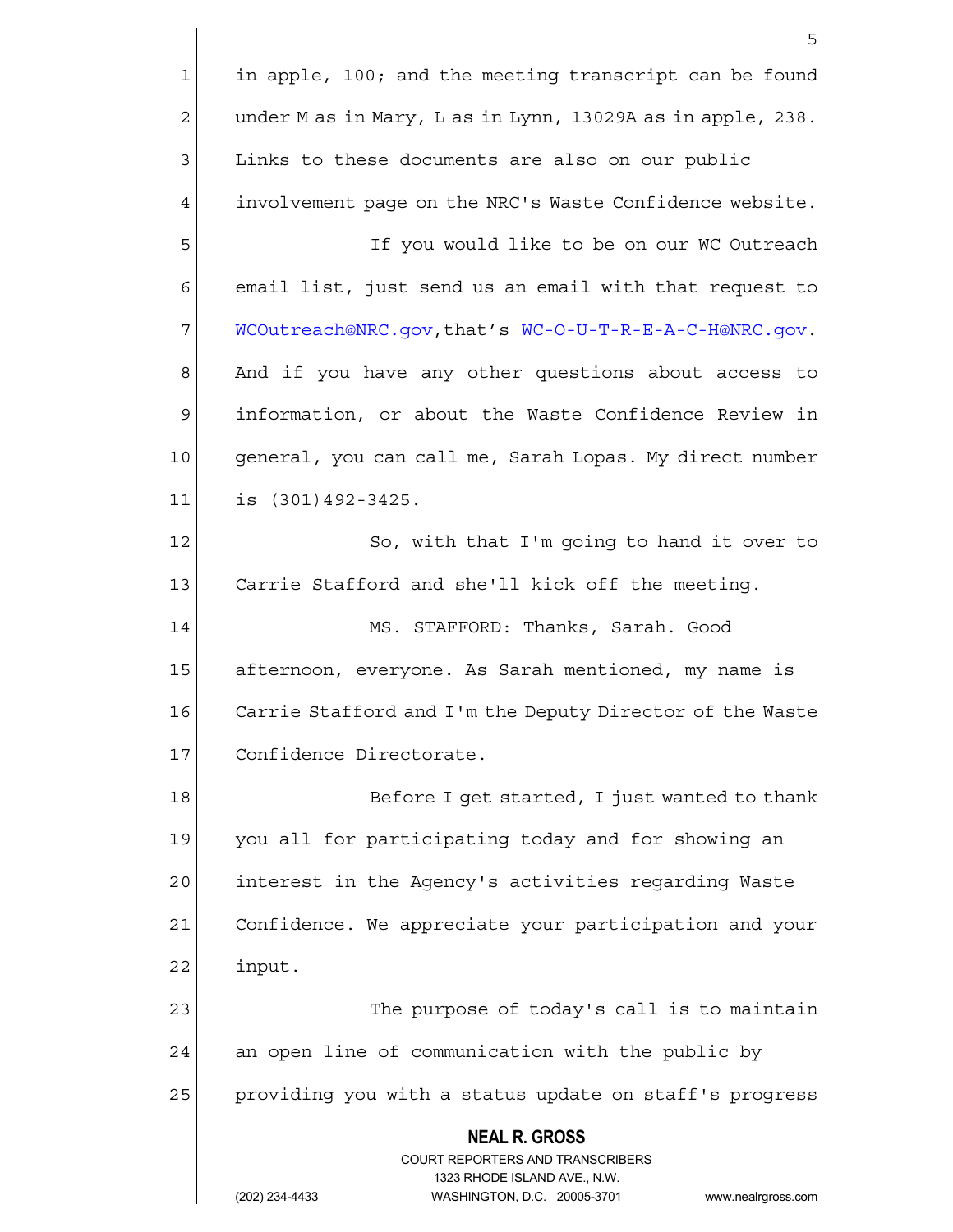in apple, 100; and the meeting transcript can be found under M as in Mary, L as in Lynn, 13029A as in apple, 238. Links to these documents are also on our public involvement page on the NRC's Waste Confidence website.

If you would like to be on our WC Outreach email list, just send us an email with that request to WCOutreach@NRC.gov, that's WC-O-U-T-R-E-A-C-H@NRC.gov. And if you have any other questions about access to information, or about the Waste Confidence Review in general, you can call me, Sarah Lopas. My direct number is (301)492-3425.

So, with that I'm going to hand it over to Carrie Stafford and she'll kick off the meeting.

MS. STAFFORD: Thanks, Sarah. Good afternoon, everyone. As Sarah mentioned, my name is Carrie Stafford and I'm the Deputy Director of the Waste Confidence Directorate.

Before I get started, I just wanted to thank you all for participating today and for showing an interest in the Agency's activities regarding Waste Confidence. We appreciate your participation and your input.

The purpose of today's call is to maintain an open line of communication with the public by providing you with a status update on staff's progress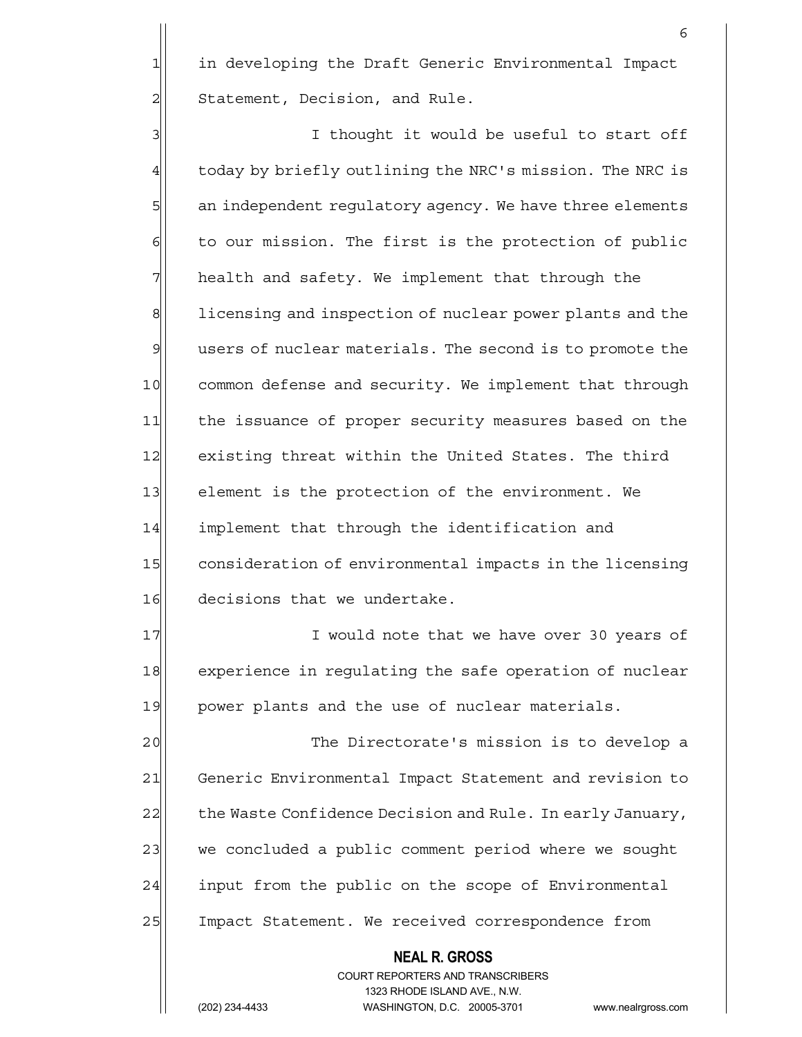in developing the Draft Generic Environmental Impact Statement, Decision, and Rule.

I thought it would be useful to start off today by briefly outlining the NRC's mission. The NRC is an independent regulatory agency. We have three elements to our mission. The first is the protection of public health and safety. We implement that through the licensing and inspection of nuclear power plants and the users of nuclear materials. The second is to promote the common defense and security. We implement that through the issuance of proper security measures based on the existing threat within the United States. The third element is the protection of the environment. We implement that through the identification and consideration of environmental impacts in the licensing decisions that we undertake.

I would note that we have over 30 years of experience in regulating the safe operation of nuclear power plants and the use of nuclear materials.

The Directorate's mission is to develop a Generic Environmental Impact Statement and revision to the Waste Confidence Decision and Rule. In early January, we concluded a public comment period where we sought input from the public on the scope of Environmental Impact Statement. We received correspondence from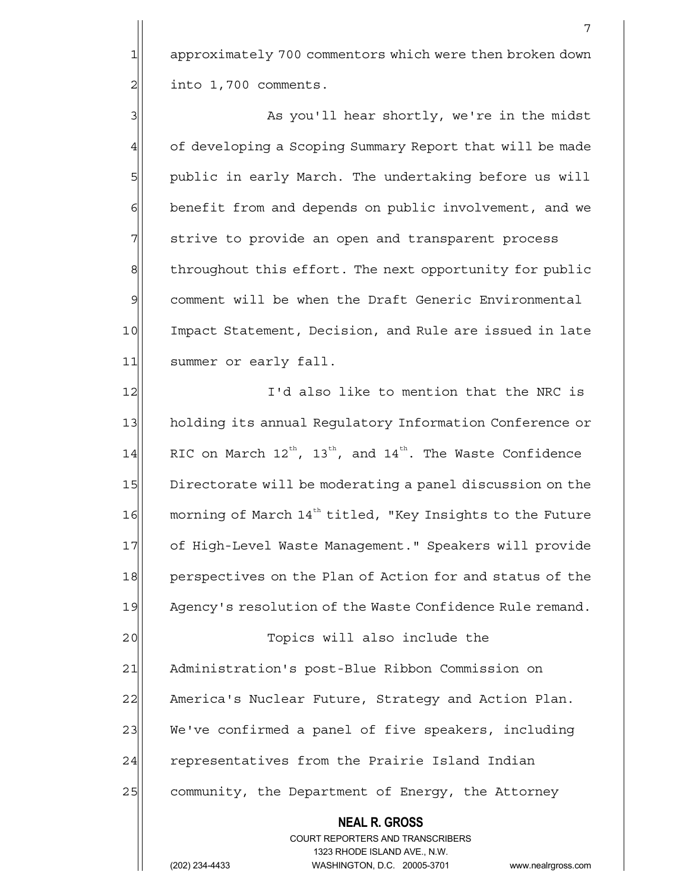approximately 700 commentors which were then broken down into 1,700 comments.

As you'll hear shortly, we're in the midst of developing a Scoping Summary Report that will be made public in early March. The undertaking before us will benefit from and depends on public involvement, and we strive to provide an open and transparent process throughout this effort. The next opportunity for public comment will be when the Draft Generic Environmental Impact Statement, Decision, and Rule are issued in late summer or early fall.

I'd also like to mention that the NRC is holding its annual Regulatory Information Conference or RIC on March 12th, 13th, and 14th. The Waste Confidence Directorate will be moderating a panel discussion on the morning of March 14th titled, "Key Insights to the Future of High-Level Waste Management." Speakers will provide perspectives on the Plan of Action for and status of the Agency's resolution of the Waste Confidence Rule remand.

Topics will also include the Administration's post-Blue Ribbon Commission on America's Nuclear Future, Strategy and Action Plan. We've confirmed a panel of five speakers, including representatives from the Prairie Island Indian community, the Department of Energy, the Attorney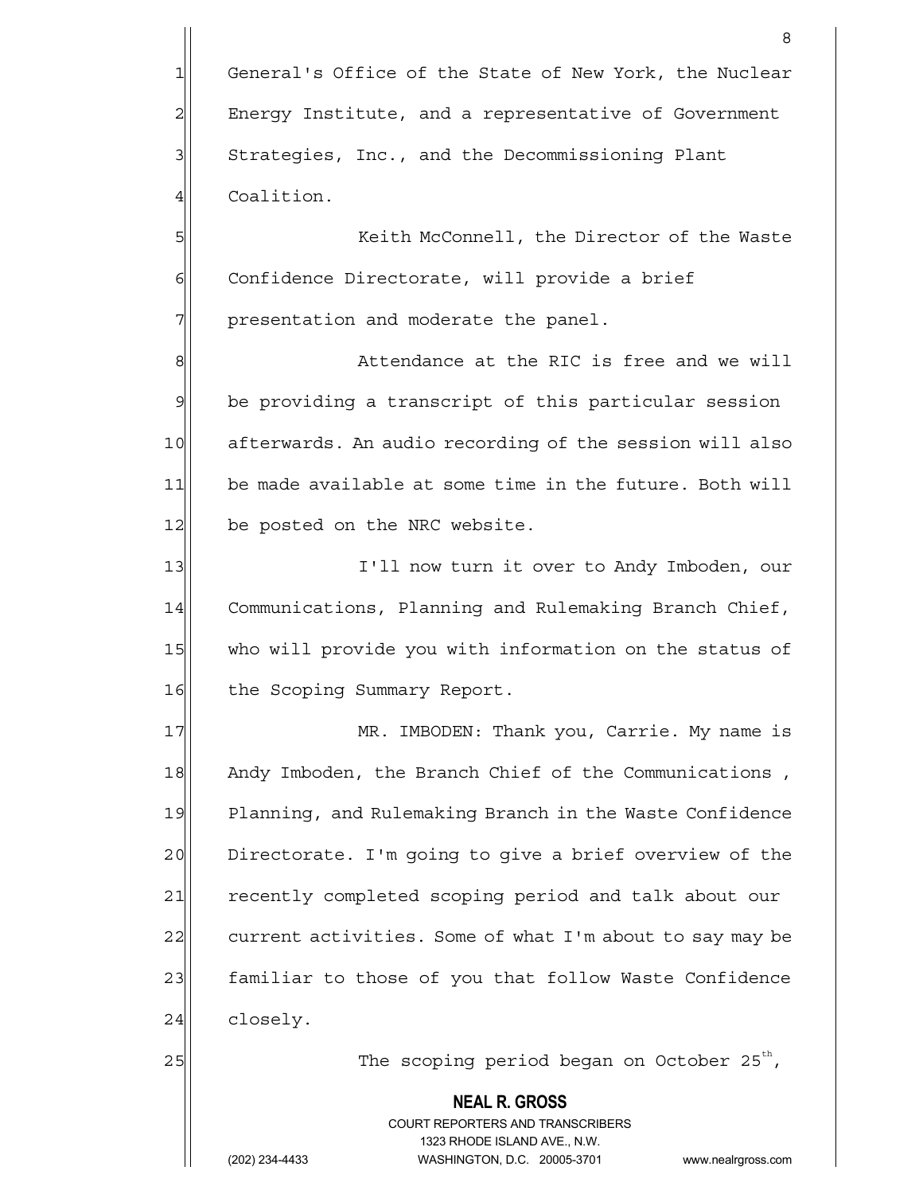General's Office of the State of New York, the Nuclear Energy Institute, and a representative of Government Strategies, Inc., and the Decommissioning Plant Coalition.

Keith McConnell, the Director of the Waste Confidence Directorate, will provide a brief presentation and moderate the panel.

Attendance at the RIC is free and we will be providing a transcript of this particular session afterwards. An audio recording of the session will also be made available at some time in the future. Both will be posted on the NRC website.

I'll now turn it over to Andy Imboden, our Communications, Planning and Rulemaking Branch Chief, who will provide you with information on the status of the Scoping Summary Report.

MR. IMBODEN: Thank you, Carrie. My name is Andy Imboden, the Branch Chief of the Communications , Planning, and Rulemaking Branch in the Waste Confidence Directorate. I'm going to give a brief overview of the recently completed scoping period and talk about our current activities. Some of what I'm about to say may be familiar to those of you that follow Waste Confidence closely.

The scoping period began on October 25th,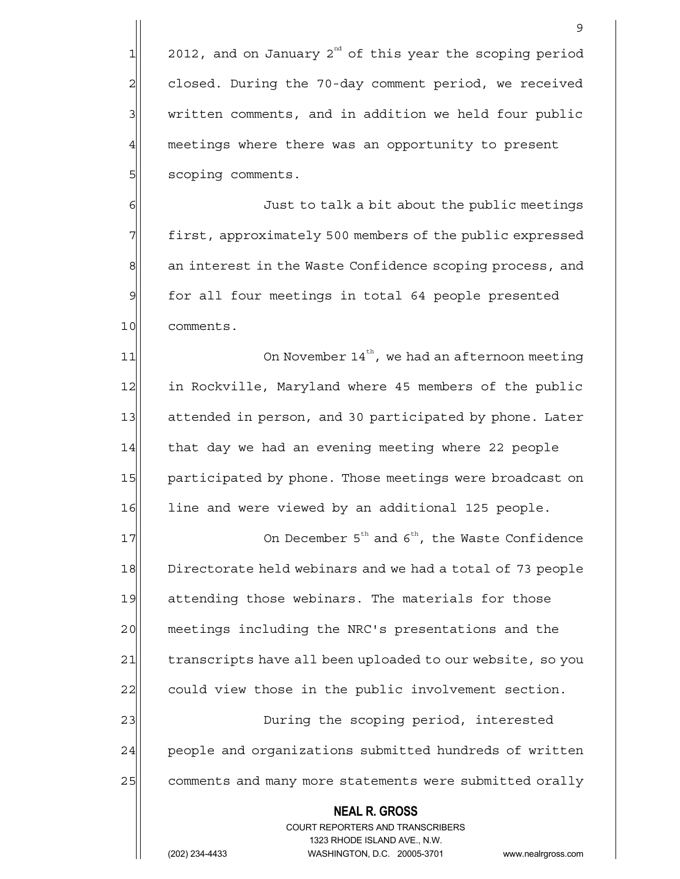2012, and on January 2nd of this year the scoping period closed. During the 70-day comment period, we received written comments, and in addition we held four public meetings where there was an opportunity to present scoping comments.

Just to talk a bit about the public meetings first, approximately 500 members of the public expressed an interest in the Waste Confidence scoping process, and for all four meetings in total 64 people presented comments.

On November 14th, we had an afternoon meeting in Rockville, Maryland where 45 members of the public attended in person, and 30 participated by phone. Later that day we had an evening meeting where 22 people participated by phone. Those meetings were broadcast on line and were viewed by an additional 125 people.

On December 5th and 6th, the Waste Confidence Directorate held webinars and we had a total of 73 people attending those webinars. The materials for those meetings including the NRC's presentations and the transcripts have all been uploaded to our website, so you could view those in the public involvement section.

During the scoping period, interested people and organizations submitted hundreds of written comments and many more statements were submitted orally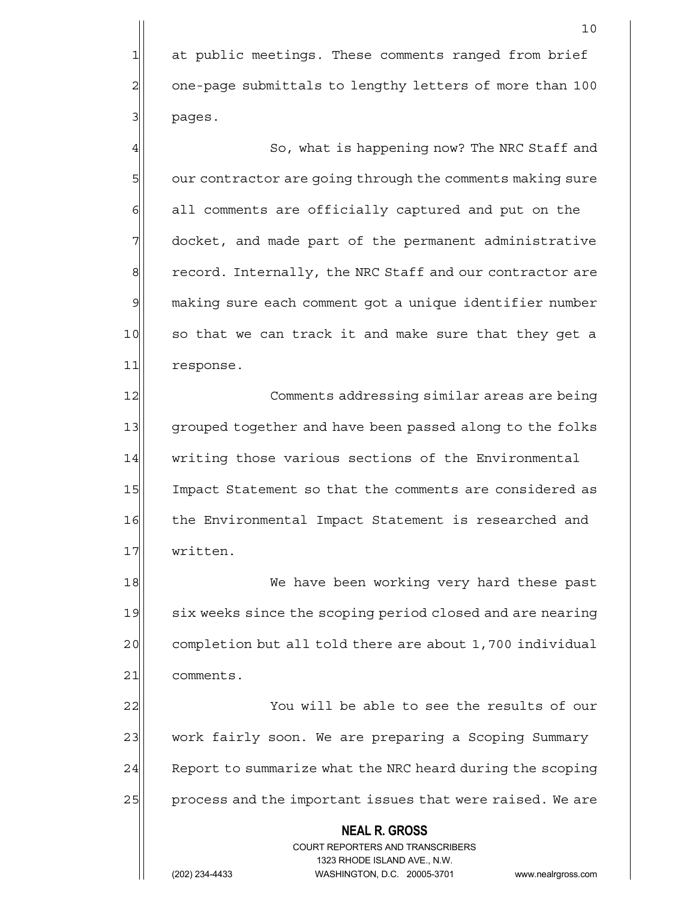at public meetings. These comments ranged from brief one-page submittals to lengthy letters of more than 100 pages.

So, what is happening now? The NRC Staff and our contractor are going through the comments making sure all comments are officially captured and put on the docket, and made part of the permanent administrative record. Internally, the NRC Staff and our contractor are making sure each comment got a unique identifier number so that we can track it and make sure that they get a response.

Comments addressing similar areas are being grouped together and have been passed along to the folks writing those various sections of the Environmental Impact Statement so that the comments are considered as the Environmental Impact Statement is researched and written.

We have been working very hard these past six weeks since the scoping period closed and are nearing completion but all told there are about 1,700 individual comments.

You will be able to see the results of our work fairly soon. We are preparing a Scoping Summary Report to summarize what the NRC heard during the scoping process and the important issues that were raised. We are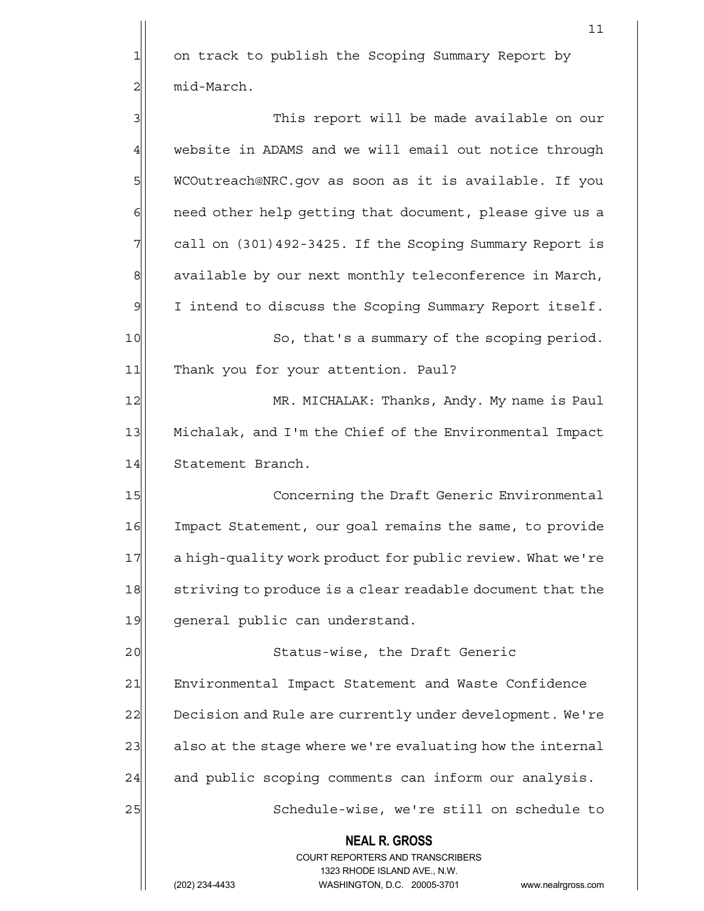on track to publish the Scoping Summary Report by mid-March.

This report will be made available on our website in ADAMS and we will email out notice through WCOutreach@NRC.gov as soon as it is available. If you need other help getting that document, please give us a call on (301)492-3425. If the Scoping Summary Report is available by our next monthly teleconference in March, I intend to discuss the Scoping Summary Report itself.

So, that's a summary of the scoping period. Thank you for your attention. Paul?

MR. MICHALAK: Thanks, Andy. My name is Paul Michalak, and I'm the Chief of the Environmental Impact Statement Branch.

Concerning the Draft Generic Environmental Impact Statement, our goal remains the same, to provide a high-quality work product for public review. What we're striving to produce is a clear readable document that the general public can understand.

Status-wise, the Draft Generic Environmental Impact Statement and Waste Confidence Decision and Rule are currently under development. We're also at the stage where we're evaluating how the internal and public scoping comments can inform our analysis.

Schedule-wise, we're still on schedule to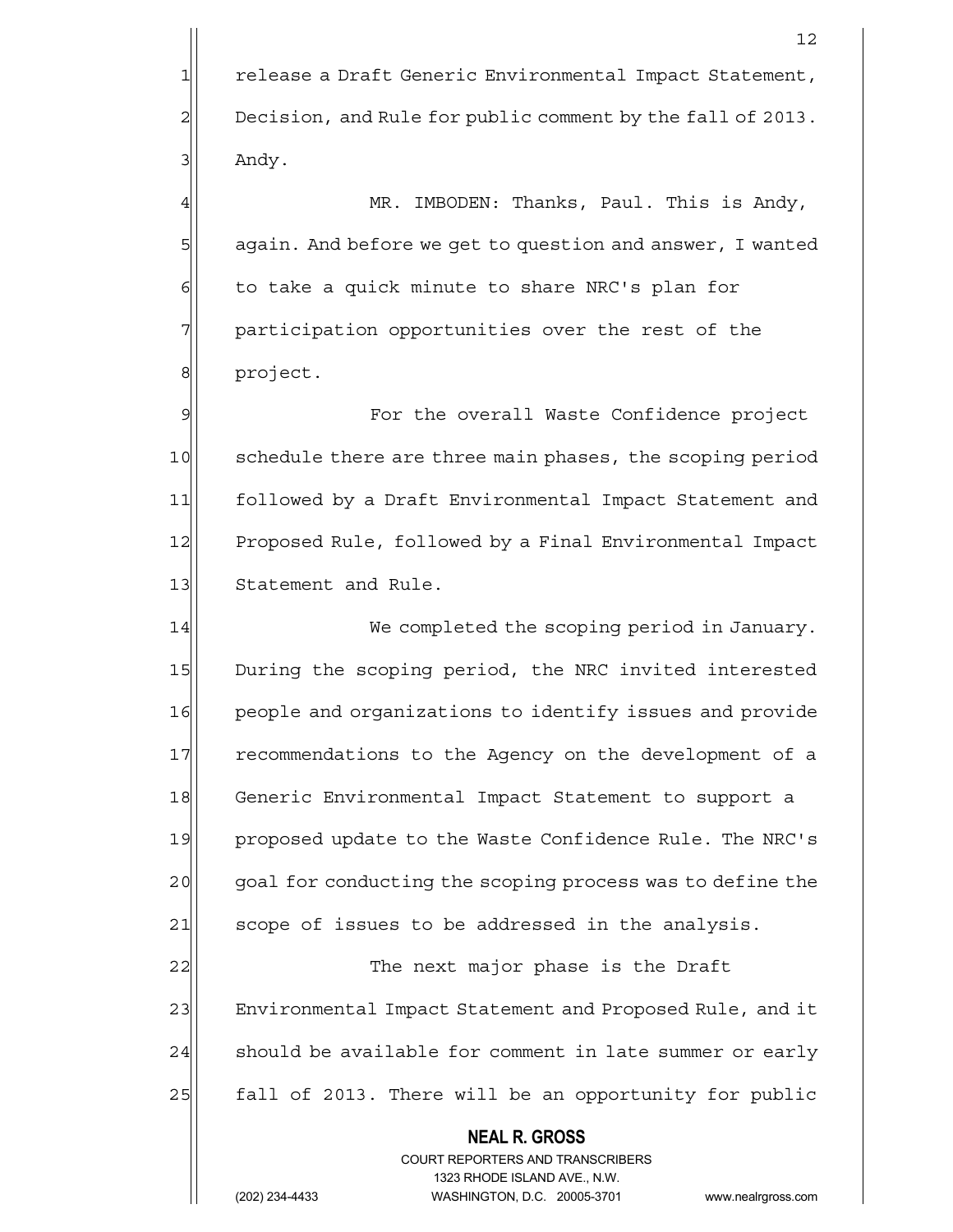release a Draft Generic Environmental Impact Statement, Decision, and Rule for public comment by the fall of 2013. Andy.

MR. IMBODEN: Thanks, Paul. This is Andy, again. And before we get to question and answer, I wanted to take a quick minute to share NRC's plan for participation opportunities over the rest of the project.

For the overall Waste Confidence project schedule there are three main phases, the scoping period followed by a Draft Environmental Impact Statement and Proposed Rule, followed by a Final Environmental Impact Statement and Rule.

We completed the scoping period in January. During the scoping period, the NRC invited interested people and organizations to identify issues and provide recommendations to the Agency on the development of a Generic Environmental Impact Statement to support a proposed update to the Waste Confidence Rule. The NRC's goal for conducting the scoping process was to define the scope of issues to be addressed in the analysis.

The next major phase is the Draft Environmental Impact Statement and Proposed Rule, and it should be available for comment in late summer or early fall of 2013. There will be an opportunity for public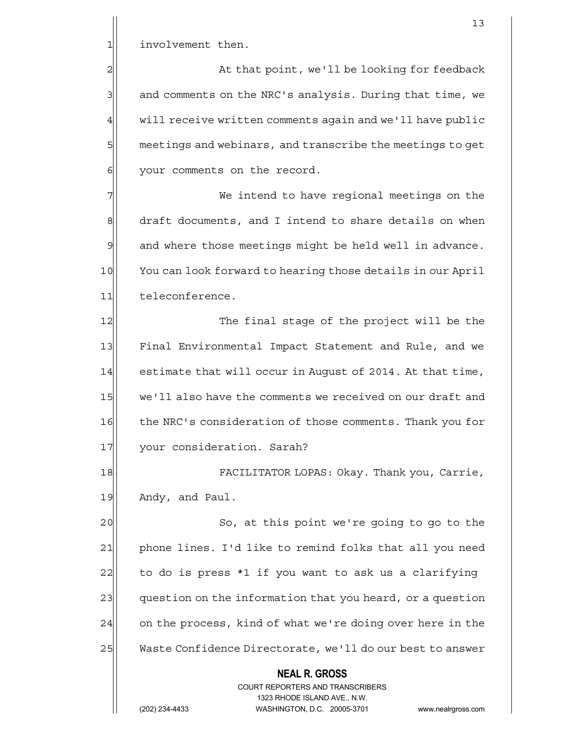involvement then.

At that point, we'll be looking for feedback and comments on the NRC's analysis. During that time, we will receive written comments again and we'll have public meetings and webinars, and transcribe the meetings to get your comments on the record.

We intend to have regional meetings on the draft documents, and I intend to share details on when and where those meetings might be held well in advance. You can look forward to hearing those details in our April teleconference.

The final stage of the project will be the Final Environmental Impact Statement and Rule, and we estimate that will occur in August of 2014. At that time, we'll also have the comments we received on our draft and the NRC's consideration of those comments. Thank you for your consideration. Sarah?

FACILITATOR LOPAS: Okay. Thank you, Carrie, Andy, and Paul.

So, at this point we're going to go to the phone lines. I'd like to remind folks that all you need to do is press *1 if you want to ask us a clarifying question on the information that you heard, or a question on the process, kind of what we're doing over here in the Waste Confidence Directorate, we'll do our best to answer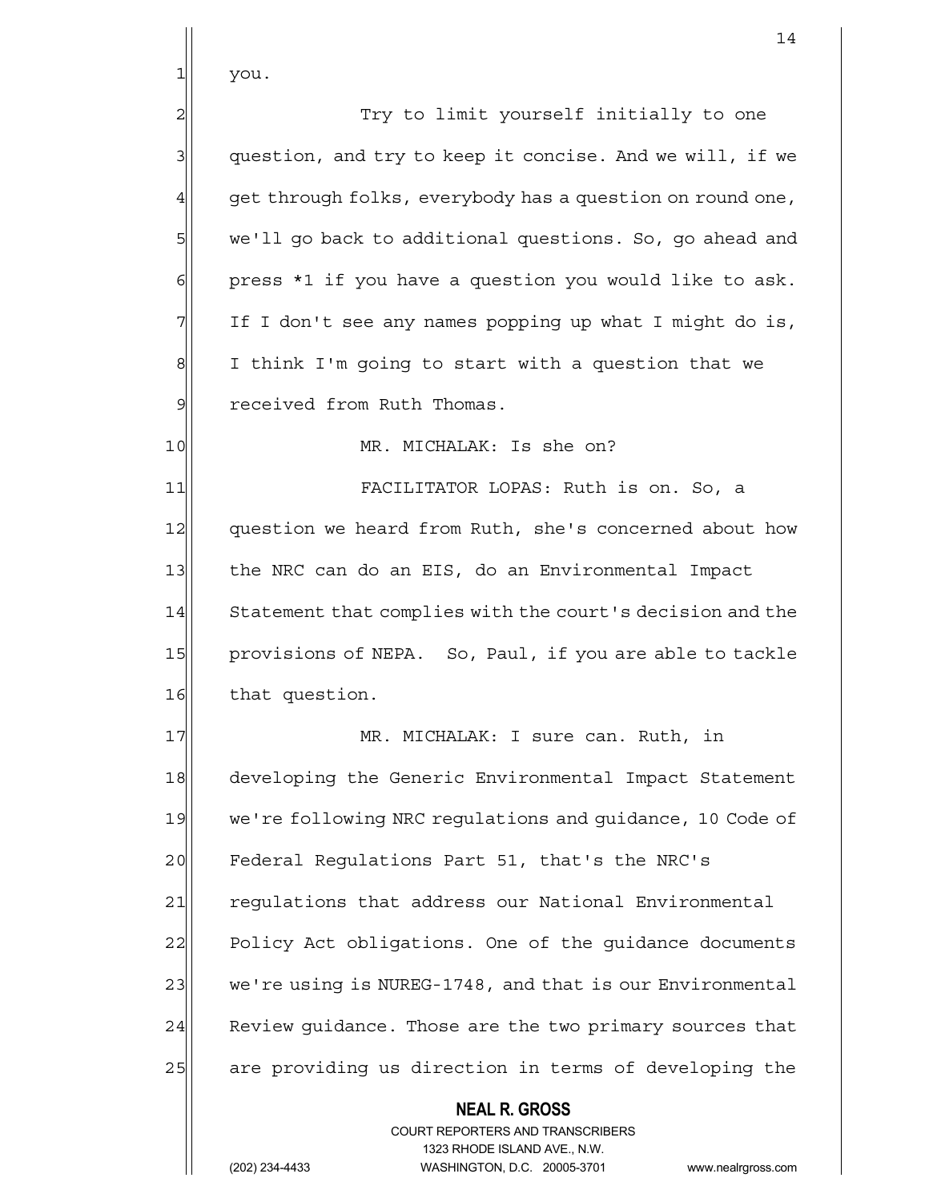you.

Try to limit yourself initially to one question, and try to keep it concise. And we will, if we get through folks, everybody has a question on round one, we'll go back to additional questions. So, go ahead and press *1 if you have a question you would like to ask. If I don't see any names popping up what I might do is, I think I'm going to start with a question that we received from Ruth Thomas.

MR. MICHALAK: Is she on?

FACILITATOR LOPAS: Ruth is on. So, a question we heard from Ruth, she's concerned about how the NRC can do an EIS, do an Environmental Impact Statement that complies with the court's decision and the provisions of NEPA. So, Paul, if you are able to tackle that question.

MR. MICHALAK: I sure can. Ruth, in developing the Generic Environmental Impact Statement we're following NRC regulations and guidance, 10 Code of Federal Regulations Part 51, that's the NRC's regulations that address our National Environmental Policy Act obligations. One of the guidance documents we're using is NUREG-1748, and that is our Environmental Review guidance. Those are the two primary sources that are providing us direction in terms of developing the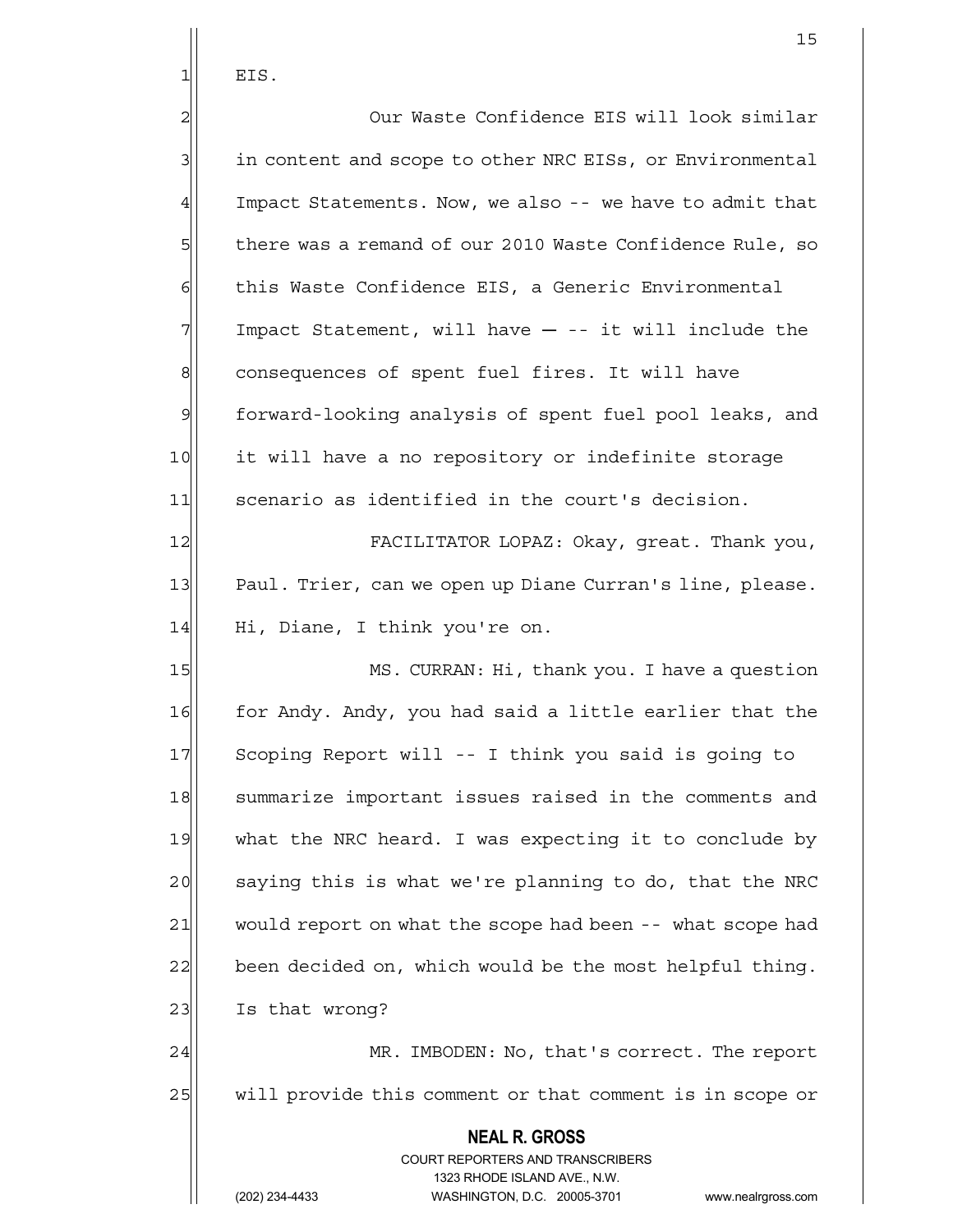EIS.

Our Waste Confidence EIS will look similar in content and scope to other NRC EISs, or Environmental Impact Statements. Now, we also -- we have to admit that there was a remand of our 2010 Waste Confidence Rule, so this Waste Confidence EIS, a Generic Environmental Impact Statement, will have — -- it will include the consequences of spent fuel fires. It will have forward-looking analysis of spent fuel pool leaks, and it will have a no repository or indefinite storage scenario as identified in the court's decision.

FACILITATOR LOPAZ: Okay, great. Thank you, Paul. Trier, can we open up Diane Curran's line, please. Hi, Diane, I think you're on.

MS. CURRAN: Hi, thank you. I have a question for Andy. Andy, you had said a little earlier that the Scoping Report will -- I think you said is going to summarize important issues raised in the comments and what the NRC heard. I was expecting it to conclude by saying this is what we're planning to do, that the NRC would report on what the scope had been -- what scope had been decided on, which would be the most helpful thing. Is that wrong?

MR. IMBODEN: No, that's correct. The report will provide this comment or that comment is in scope or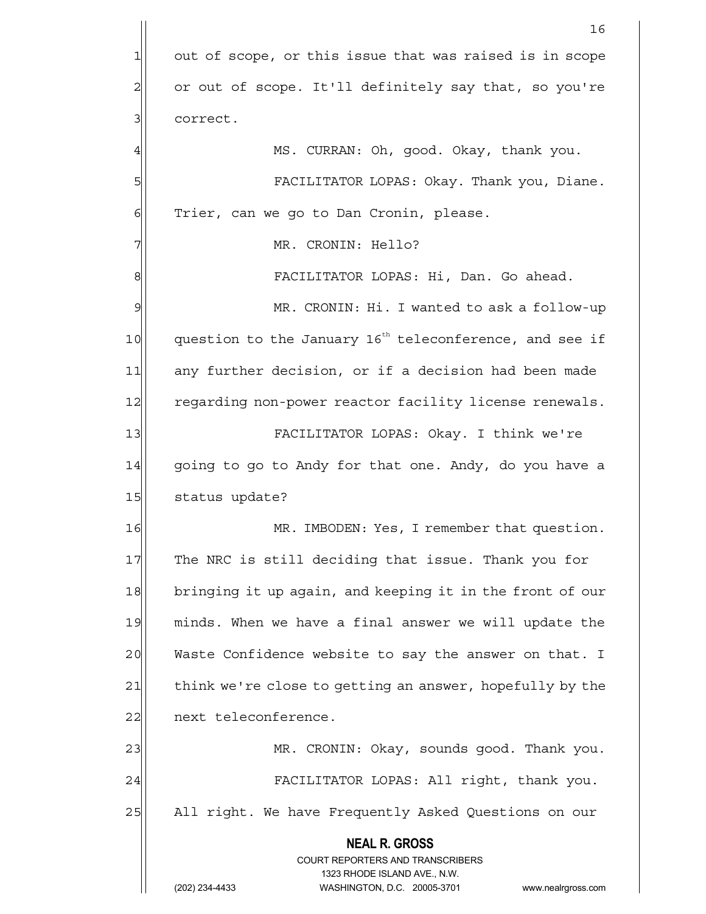out of scope, or this issue that was raised is in scope or out of scope. It'll definitely say that, so you're correct.

MS. CURRAN: Oh, good. Okay, thank you.

FACILITATOR LOPAS: Okay. Thank you, Diane. Trier, can we go to Dan Cronin, please.

MR. CRONIN: Hello?

FACILITATOR LOPAS: Hi, Dan. Go ahead.

MR. CRONIN: Hi. I wanted to ask a follow-up question to the January 16th teleconference, and see if any further decision, or if a decision had been made regarding non-power reactor facility license renewals.

FACILITATOR LOPAS: Okay. I think we're going to go to Andy for that one. Andy, do you have a status update?

MR. IMBODEN: Yes, I remember that question. The NRC is still deciding that issue. Thank you for bringing it up again, and keeping it in the front of our minds. When we have a final answer we will update the Waste Confidence website to say the answer on that. I think we're close to getting an answer, hopefully by the next teleconference.

MR. CRONIN: Okay, sounds good. Thank you.

FACILITATOR LOPAS: All right, thank you. All right. We have Frequently Asked Questions on our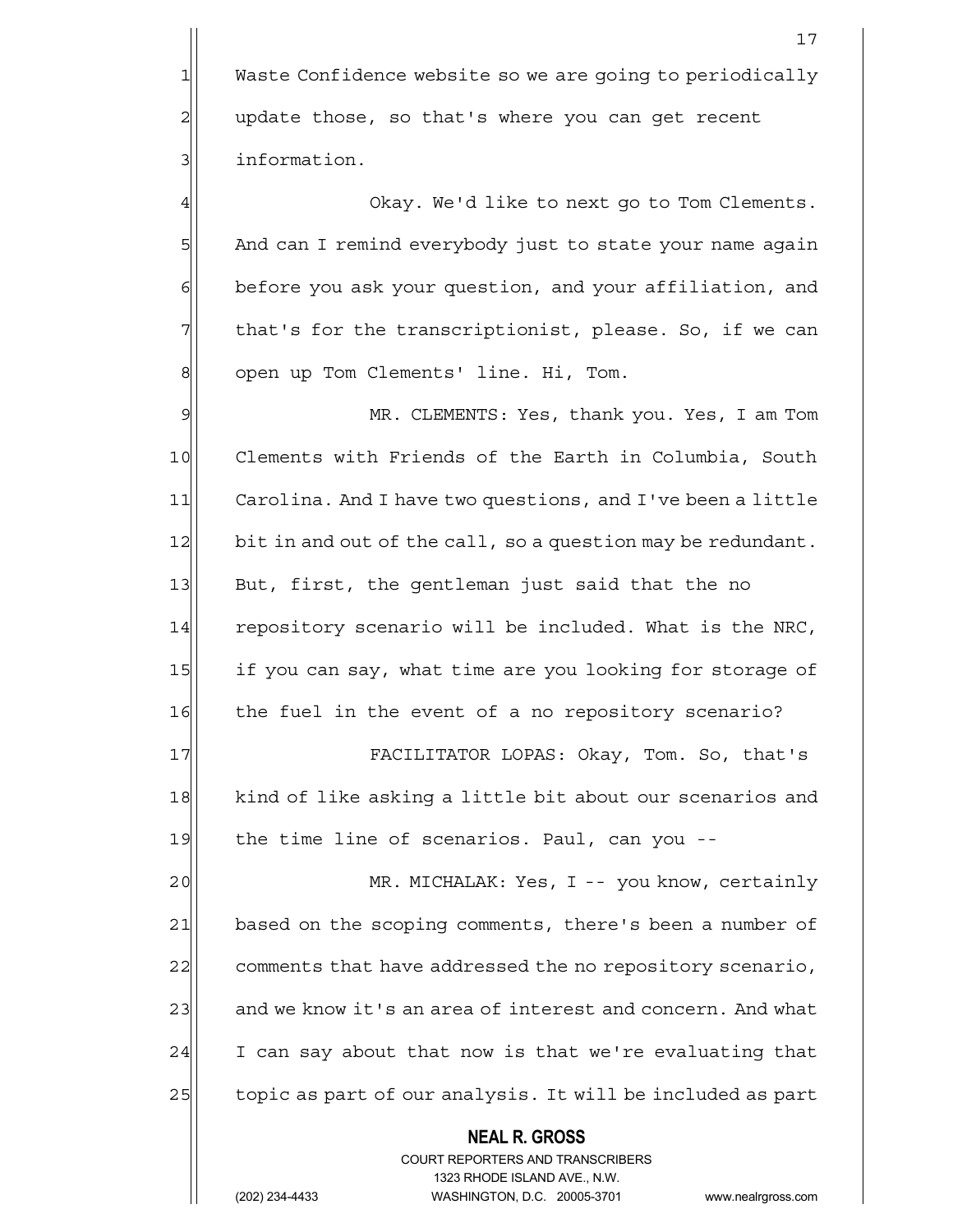Waste Confidence website so we are going to periodically update those, so that's where you can get recent information.

Okay. We'd like to next go to Tom Clements. And can I remind everybody just to state your name again before you ask your question, and your affiliation, and that's for the transcriptionist, please. So, if we can open up Tom Clements' line. Hi, Tom.

MR. CLEMENTS: Yes, thank you. Yes, I am Tom Clements with Friends of the Earth in Columbia, South Carolina. And I have two questions, and I've been a little bit in and out of the call, so a question may be redundant. But, first, the gentleman just said that the no repository scenario will be included. What is the NRC, if you can say, what time are you looking for storage of the fuel in the event of a no repository scenario?

FACILITATOR LOPAS: Okay, Tom. So, that's kind of like asking a little bit about our scenarios and the time line of scenarios. Paul, can you --

MR. MICHALAK: Yes, I -- you know, certainly based on the scoping comments, there's been a number of comments that have addressed the no repository scenario, and we know it's an area of interest and concern. And what I can say about that now is that we're evaluating that topic as part of our analysis. It will be included as part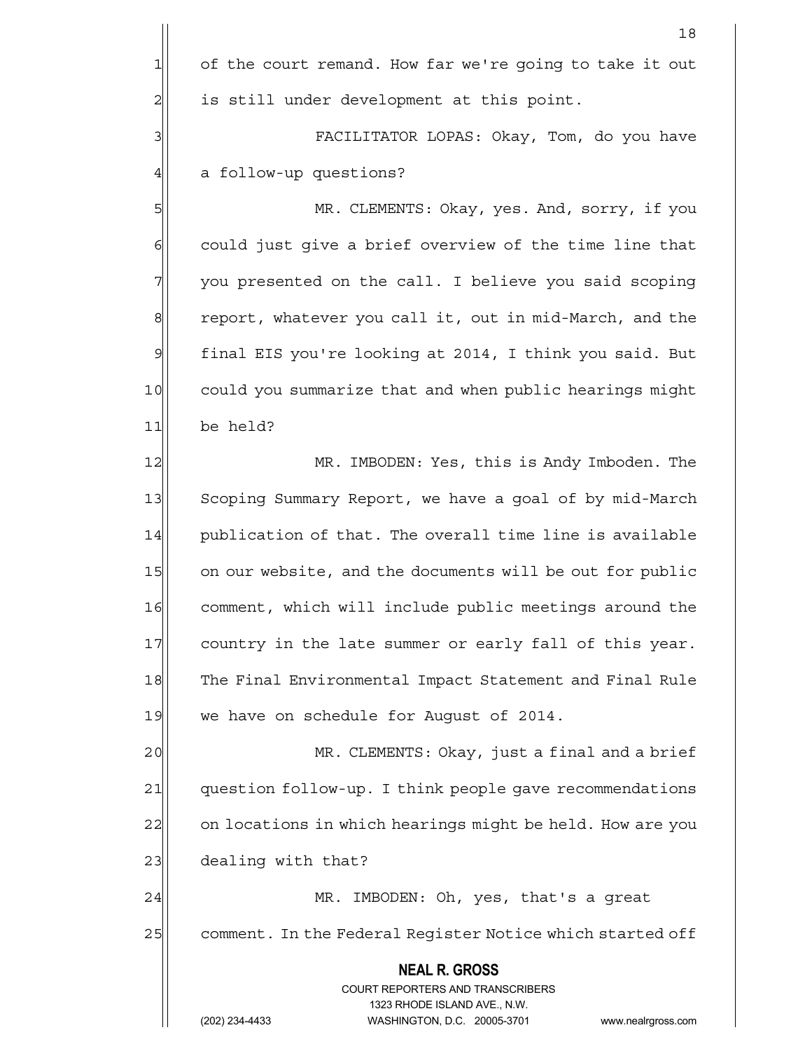of the court remand. How far we're going to take it out is still under development at this point.

FACILITATOR LOPAS: Okay, Tom, do you have a follow-up questions?

MR. CLEMENTS: Okay, yes. And, sorry, if you could just give a brief overview of the time line that you presented on the call. I believe you said scoping report, whatever you call it, out in mid-March, and the final EIS you're looking at 2014, I think you said. But could you summarize that and when public hearings might be held?

MR. IMBODEN: Yes, this is Andy Imboden. The Scoping Summary Report, we have a goal of by mid-March publication of that. The overall time line is available on our website, and the documents will be out for public comment, which will include public meetings around the country in the late summer or early fall of this year. The Final Environmental Impact Statement and Final Rule we have on schedule for August of 2014.

MR. CLEMENTS: Okay, just a final and a brief question follow-up. I think people gave recommendations on locations in which hearings might be held. How are you dealing with that?

MR. IMBODEN: Oh, yes, that's a great comment. In the Federal Register Notice which started off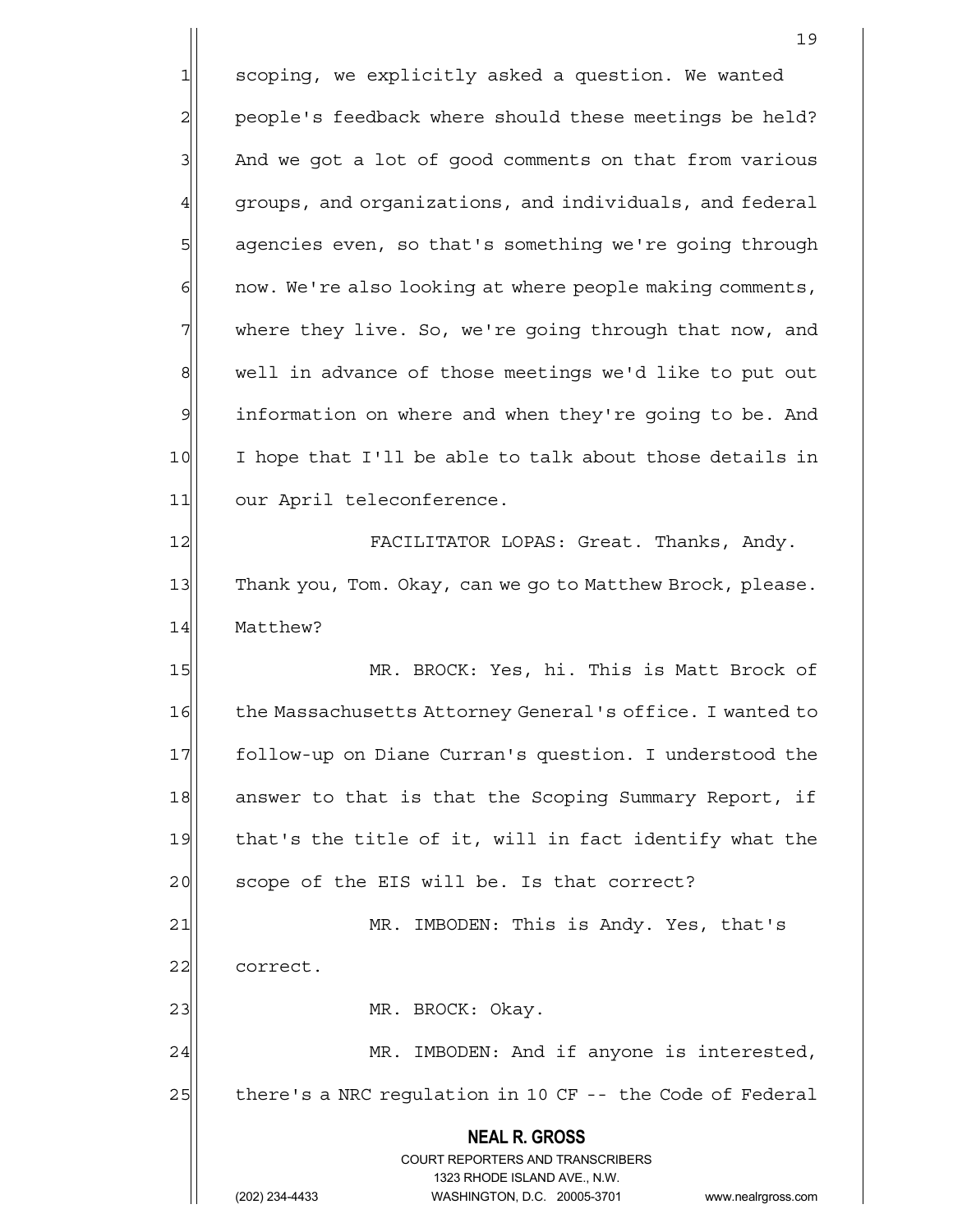scoping, we explicitly asked a question. We wanted people's feedback where should these meetings be held? And we got a lot of good comments on that from various groups, and organizations, and individuals, and federal agencies even, so that's something we're going through now. We're also looking at where people making comments, where they live. So, we're going through that now, and well in advance of those meetings we'd like to put out information on where and when they're going to be. And I hope that I'll be able to talk about those details in our April teleconference.

FACILITATOR LOPAS: Great. Thanks, Andy. Thank you, Tom. Okay, can we go to Matthew Brock, please. Matthew?

MR. BROCK: Yes, hi. This is Matt Brock of the Massachusetts Attorney General's office. I wanted to follow-up on Diane Curran's question. I understood the answer to that is that the Scoping Summary Report, if that's the title of it, will in fact identify what the scope of the EIS will be. Is that correct?

MR. IMBODEN: This is Andy. Yes, that's correct.

MR. BROCK: Okay.

MR. IMBODEN: And if anyone is interested, there's a NRC regulation in 10 CF -- the Code of Federal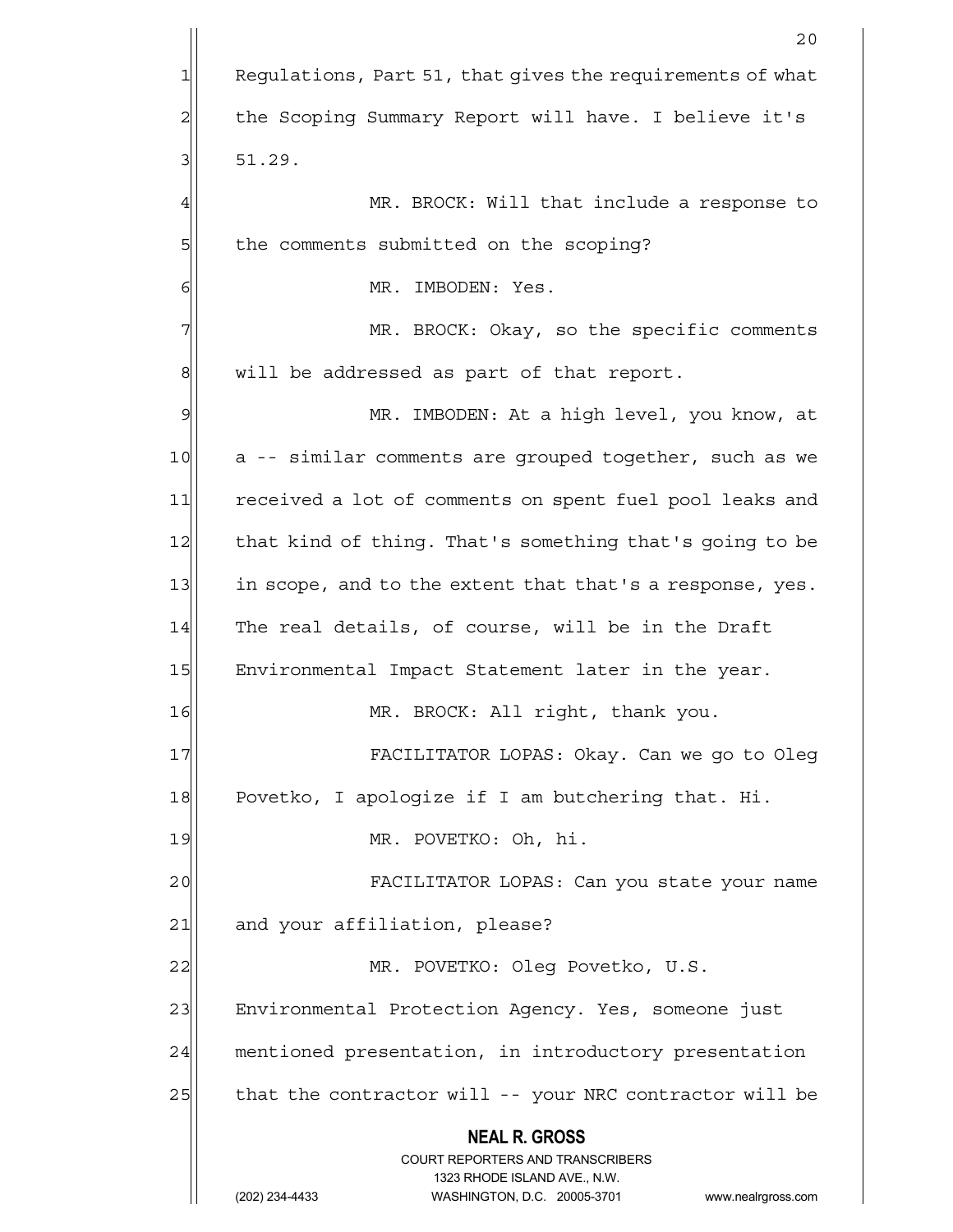Regulations, Part 51, that gives the requirements of what the Scoping Summary Report will have. I believe it's 51.29.

MR. BROCK: Will that include a response to the comments submitted on the scoping?

MR. IMBODEN: Yes.

MR. BROCK: Okay, so the specific comments will be addressed as part of that report.

MR. IMBODEN: At a high level, you know, at a -- similar comments are grouped together, such as we received a lot of comments on spent fuel pool leaks and that kind of thing. That's something that's going to be in scope, and to the extent that that's a response, yes. The real details, of course, will be in the Draft Environmental Impact Statement later in the year.

MR. BROCK: All right, thank you.

FACILITATOR LOPAS: Okay. Can we go to Oleg Povetko, I apologize if I am butchering that. Hi.

MR. POVETKO: Oh, hi.

FACILITATOR LOPAS: Can you state your name and your affiliation, please?

MR. POVETKO: Oleg Povetko, U.S. Environmental Protection Agency. Yes, someone just mentioned presentation, in introductory presentation that the contractor will -- your NRC contractor will be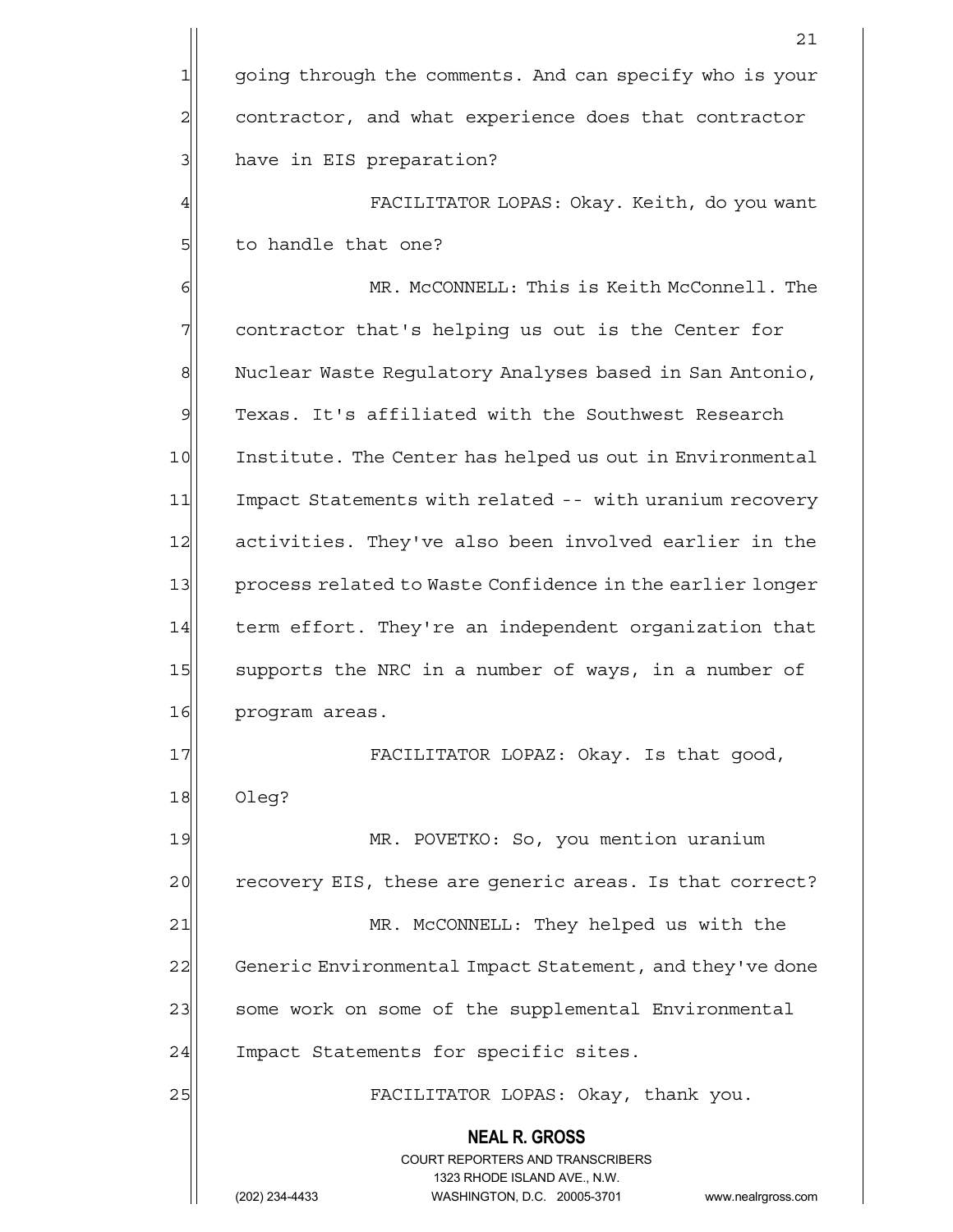going through the comments. And can specify who is your contractor, and what experience does that contractor have in EIS preparation?

FACILITATOR LOPAS: Okay. Keith, do you want to handle that one?

MR. McCONNELL: This is Keith McConnell. The contractor that's helping us out is the Center for Nuclear Waste Regulatory Analyses based in San Antonio, Texas. It's affiliated with the Southwest Research Institute. The Center has helped us out in Environmental Impact Statements with related -- with uranium recovery activities. They've also been involved earlier in the process related to Waste Confidence in the earlier longer term effort. They're an independent organization that supports the NRC in a number of ways, in a number of program areas.

FACILITATOR LOPAZ: Okay. Is that good, Oleg?

MR. POVETKO: So, you mention uranium recovery EIS, these are generic areas. Is that correct?

MR. McCONNELL: They helped us with the Generic Environmental Impact Statement, and they've done some work on some of the supplemental Environmental Impact Statements for specific sites.

FACILITATOR LOPAS: Okay, thank you.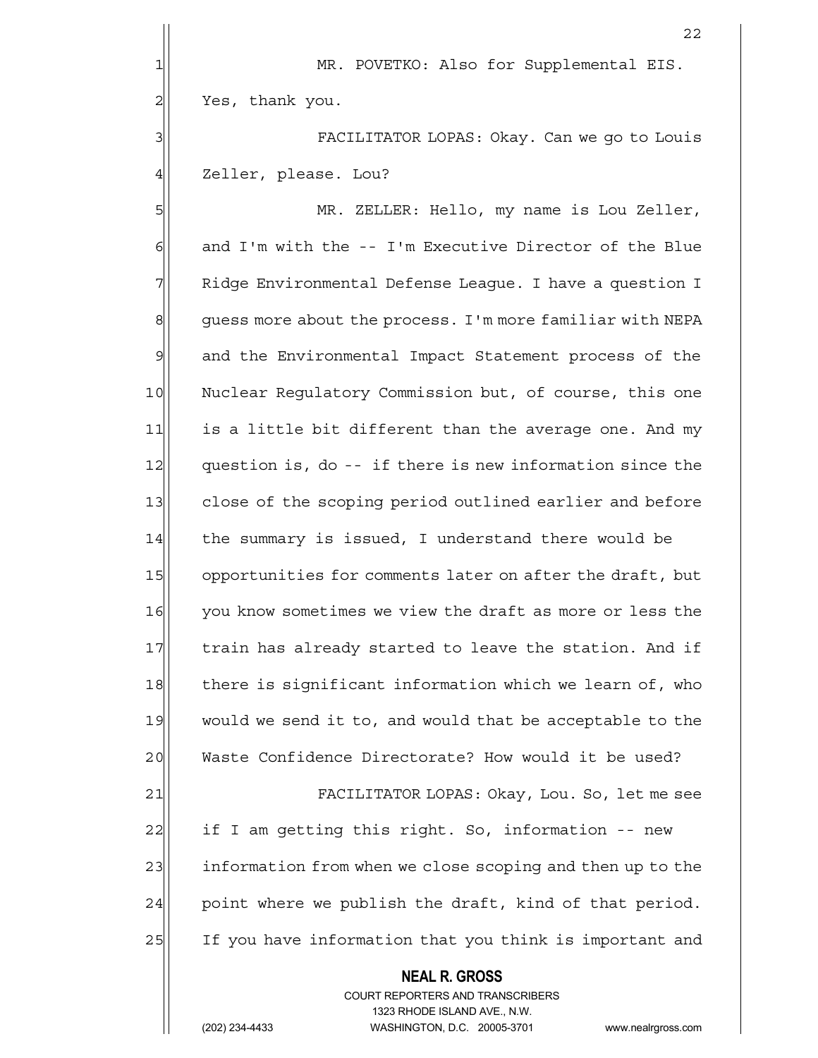MR. POVETKO: Also for Supplemental EIS. Yes, thank you.

FACILITATOR LOPAS: Okay. Can we go to Louis Zeller, please. Lou?

MR. ZELLER: Hello, my name is Lou Zeller, and I'm with the -- I'm Executive Director of the Blue Ridge Environmental Defense League. I have a question I guess more about the process. I'm more familiar with NEPA and the Environmental Impact Statement process of the Nuclear Regulatory Commission but, of course, this one is a little bit different than the average one. And my question is, do -- if there is new information since the close of the scoping period outlined earlier and before the summary is issued, I understand there would be opportunities for comments later on after the draft, but you know sometimes we view the draft as more or less the train has already started to leave the station. And if there is significant information which we learn of, who would we send it to, and would that be acceptable to the Waste Confidence Directorate? How would it be used?

FACILITATOR LOPAS: Okay, Lou. So, let me see if I am getting this right. So, information -- new information from when we close scoping and then up to the point where we publish the draft, kind of that period. If you have information that you think is important and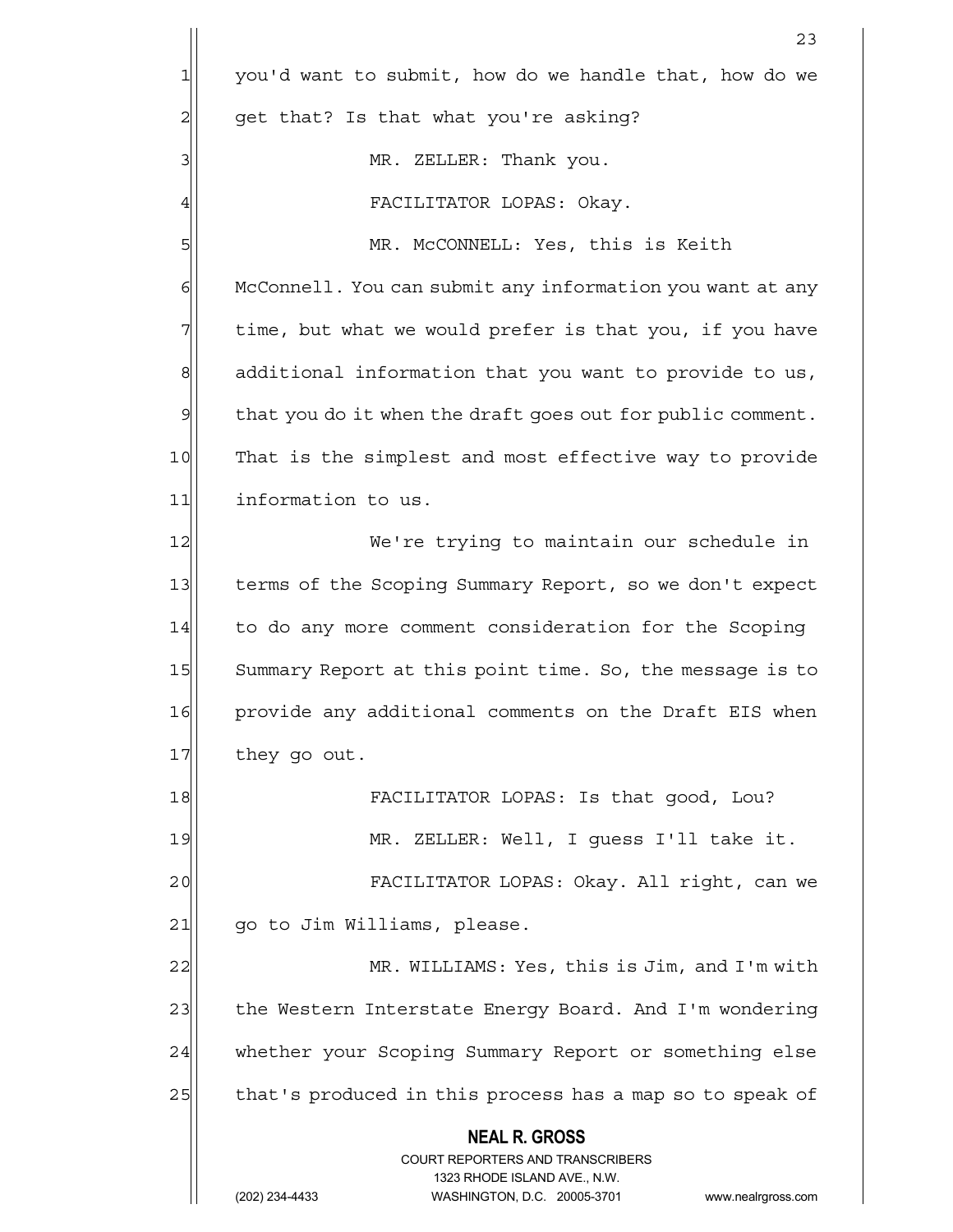you'd want to submit, how do we handle that, how do we get that? Is that what you're asking?

MR. ZELLER: Thank you.

FACILITATOR LOPAS: Okay.

MR. McCONNELL: Yes, this is Keith McConnell. You can submit any information you want at any time, but what we would prefer is that you, if you have additional information that you want to provide to us, that you do it when the draft goes out for public comment. That is the simplest and most effective way to provide information to us.

We're trying to maintain our schedule in terms of the Scoping Summary Report, so we don't expect to do any more comment consideration for the Scoping Summary Report at this point time. So, the message is to provide any additional comments on the Draft EIS when they go out.

FACILITATOR LOPAS: Is that good, Lou?

MR. ZELLER: Well, I guess I'll take it.

FACILITATOR LOPAS: Okay. All right, can we go to Jim Williams, please.

MR. WILLIAMS: Yes, this is Jim, and I'm with the Western Interstate Energy Board. And I'm wondering whether your Scoping Summary Report or something else that's produced in this process has a map so to speak of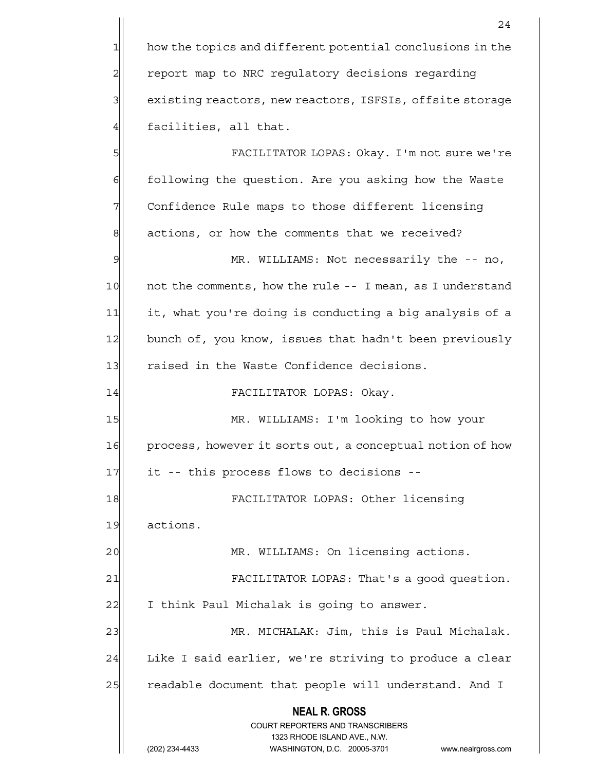how the topics and different potential conclusions in the report map to NRC regulatory decisions regarding existing reactors, new reactors, ISFSIs, offsite storage facilities, all that.

FACILITATOR LOPAS: Okay. I'm not sure we're following the question. Are you asking how the Waste Confidence Rule maps to those different licensing actions, or how the comments that we received?

MR. WILLIAMS: Not necessarily the -- no, not the comments, how the rule -- I mean, as I understand it, what you're doing is conducting a big analysis of a bunch of, you know, issues that hadn't been previously raised in the Waste Confidence decisions.

FACILITATOR LOPAS: Okay.

MR. WILLIAMS: I'm looking to how your process, however it sorts out, a conceptual notion of how it -- this process flows to decisions --

FACILITATOR LOPAS: Other licensing actions.

MR. WILLIAMS: On licensing actions.

FACILITATOR LOPAS: That's a good question. I think Paul Michalak is going to answer.

MR. MICHALAK: Jim, this is Paul Michalak. Like I said earlier, we're striving to produce a clear readable document that people will understand. And I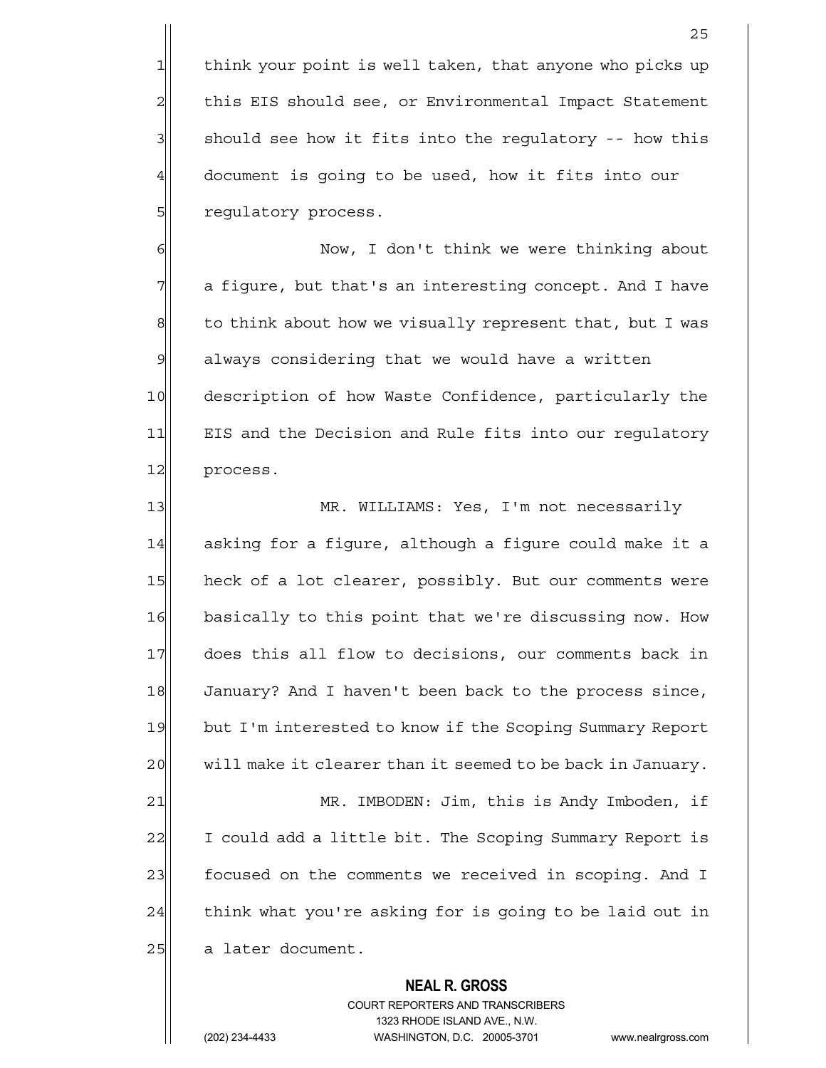think your point is well taken, that anyone who picks up this EIS should see, or Environmental Impact Statement should see how it fits into the regulatory -- how this document is going to be used, how it fits into our regulatory process.

Now, I don't think we were thinking about a figure, but that's an interesting concept. And I have to think about how we visually represent that, but I was always considering that we would have a written description of how Waste Confidence, particularly the EIS and the Decision and Rule fits into our regulatory process.

MR. WILLIAMS: Yes, I'm not necessarily asking for a figure, although a figure could make it a heck of a lot clearer, possibly. But our comments were basically to this point that we're discussing now. How does this all flow to decisions, our comments back in January? And I haven't been back to the process since, but I'm interested to know if the Scoping Summary Report will make it clearer than it seemed to be back in January.

MR. IMBODEN: Jim, this is Andy Imboden, if I could add a little bit. The Scoping Summary Report is focused on the comments we received in scoping. And I think what you're asking for is going to be laid out in a later document.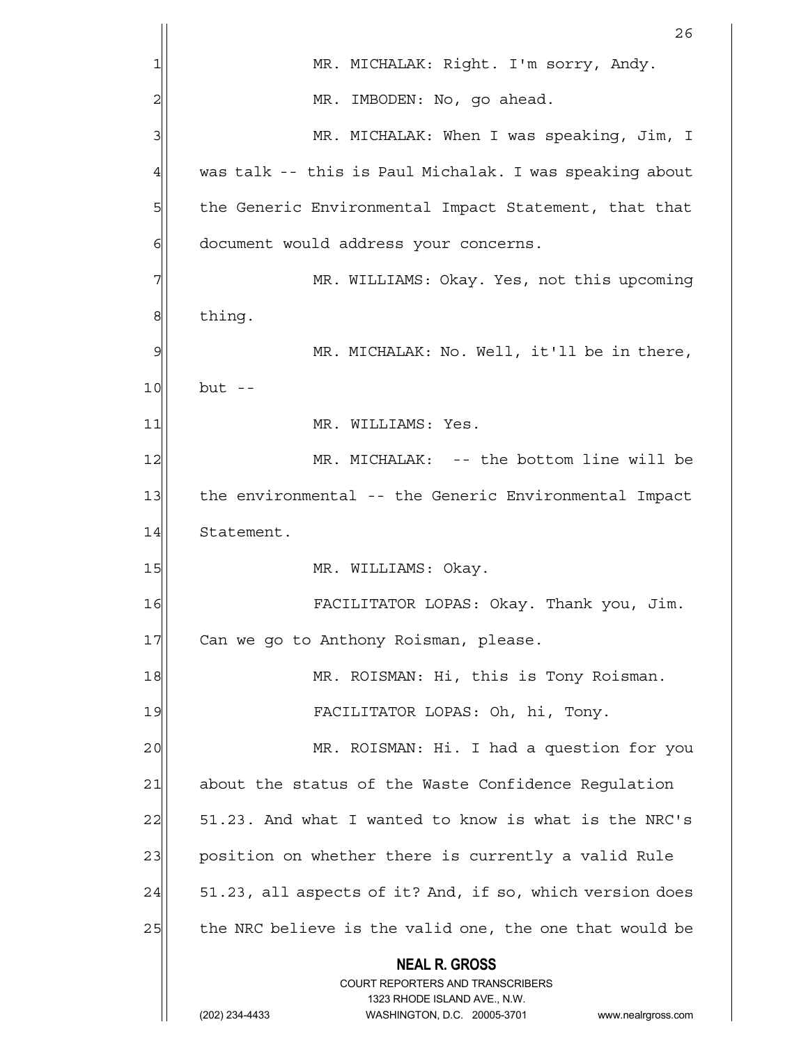MR. MICHALAK: Right. I'm sorry, Andy.

MR. IMBODEN: No, go ahead.

MR. MICHALAK: When I was speaking, Jim, I was talk -- this is Paul Michalak. I was speaking about the Generic Environmental Impact Statement, that that document would address your concerns.

MR. WILLIAMS: Okay. Yes, not this upcoming thing.

MR. MICHALAK: No. Well, it'll be in there, but --

MR. WILLIAMS: Yes.

MR. MICHALAK: -- the bottom line will be the environmental -- the Generic Environmental Impact Statement.

MR. WILLIAMS: Okay.

FACILITATOR LOPAS: Okay. Thank you, Jim. Can we go to Anthony Roisman, please.

MR. ROISMAN: Hi, this is Tony Roisman.

FACILITATOR LOPAS: Oh, hi, Tony.

MR. ROISMAN: Hi. I had a question for you about the status of the Waste Confidence Regulation 51.23. And what I wanted to know is what is the NRC's position on whether there is currently a valid Rule 51.23, all aspects of it? And, if so, which version does the NRC believe is the valid one, the one that would be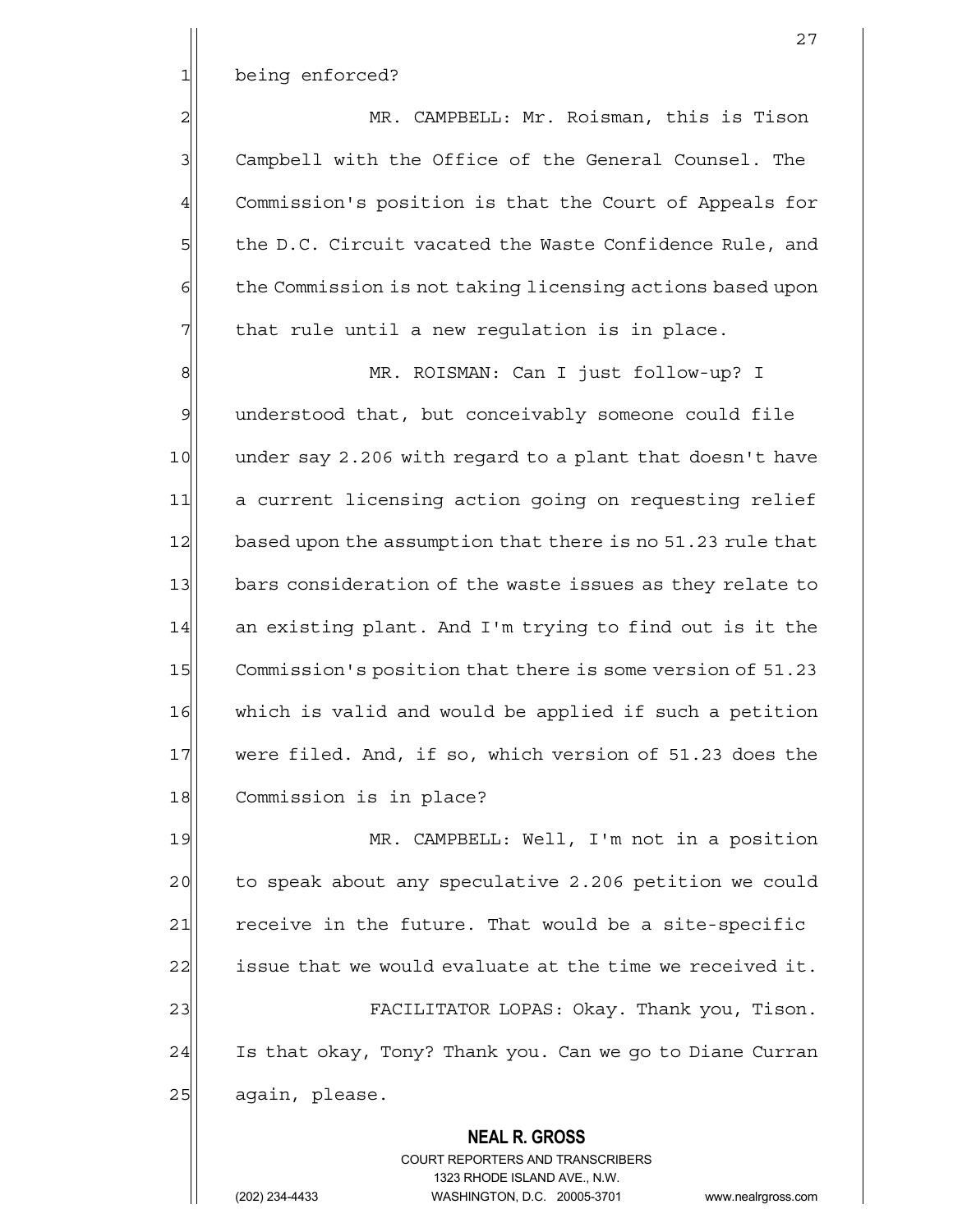being enforced?

MR. CAMPBELL: Mr. Roisman, this is Tison Campbell with the Office of the General Counsel. The Commission's position is that the Court of Appeals for the D.C. Circuit vacated the Waste Confidence Rule, and the Commission is not taking licensing actions based upon that rule until a new regulation is in place.

MR. ROISMAN: Can I just follow-up? I understood that, but conceivably someone could file under say 2.206 with regard to a plant that doesn't have a current licensing action going on requesting relief based upon the assumption that there is no 51.23 rule that bars consideration of the waste issues as they relate to an existing plant. And I'm trying to find out is it the Commission's position that there is some version of 51.23 which is valid and would be applied if such a petition were filed. And, if so, which version of 51.23 does the Commission is in place?

MR. CAMPBELL: Well, I'm not in a position to speak about any speculative 2.206 petition we could receive in the future. That would be a site-specific issue that we would evaluate at the time we received it.

FACILITATOR LOPAS: Okay. Thank you, Tison. Is that okay, Tony? Thank you. Can we go to Diane Curran again, please.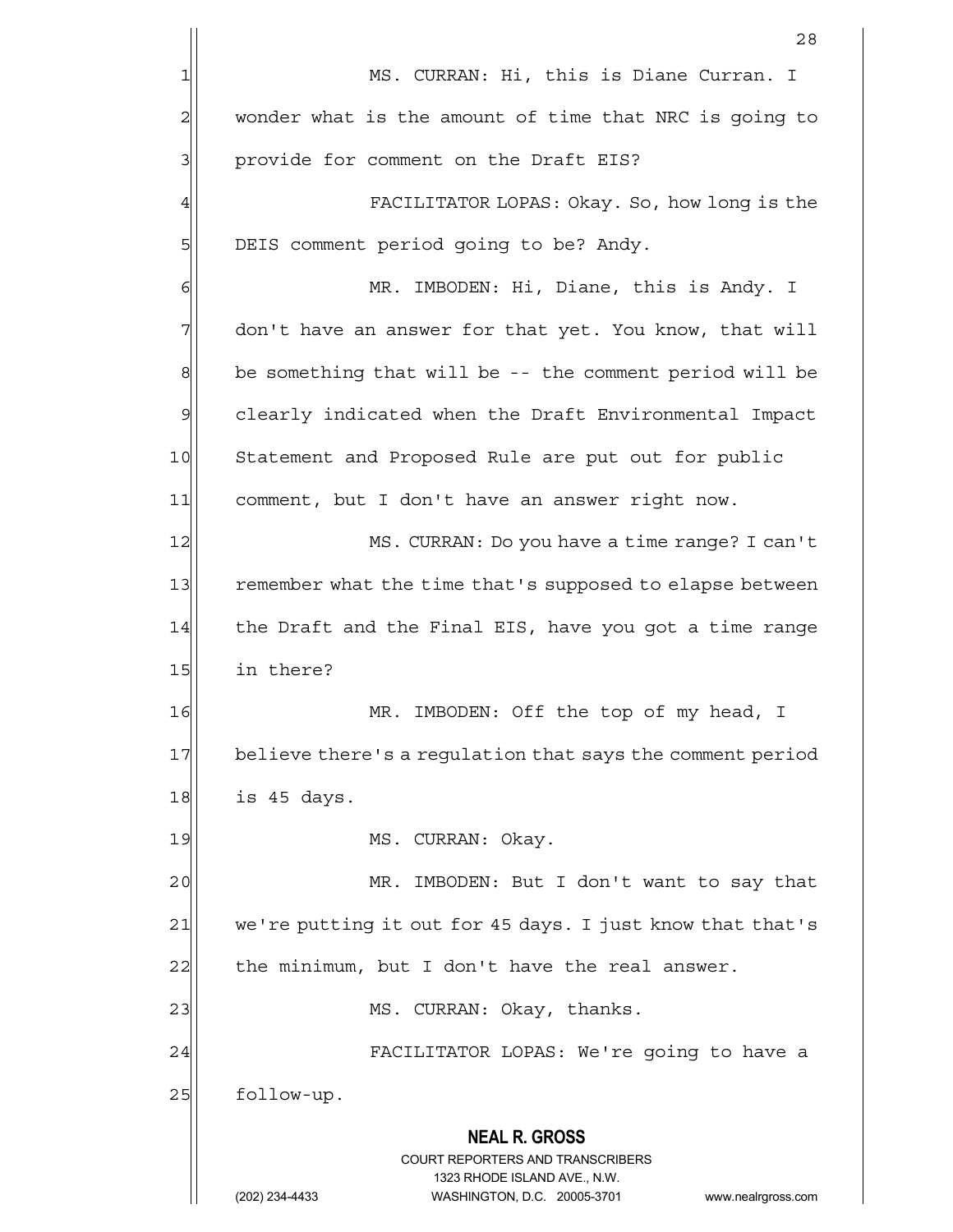MS. CURRAN: Hi, this is Diane Curran. I wonder what is the amount of time that NRC is going to provide for comment on the Draft EIS?

FACILITATOR LOPAS: Okay. So, how long is the DEIS comment period going to be? Andy.

MR. IMBODEN: Hi, Diane, this is Andy. I don't have an answer for that yet. You know, that will be something that will be -- the comment period will be clearly indicated when the Draft Environmental Impact Statement and Proposed Rule are put out for public comment, but I don't have an answer right now.

MS. CURRAN: Do you have a time range? I can't remember what the time that's supposed to elapse between the Draft and the Final EIS, have you got a time range in there?

MR. IMBODEN: Off the top of my head, I believe there's a regulation that says the comment period is 45 days.

MS. CURRAN: Okay.

MR. IMBODEN: But I don't want to say that we're putting it out for 45 days. I just know that that's the minimum, but I don't have the real answer.

MS. CURRAN: Okay, thanks.

FACILITATOR LOPAS: We're going to have a follow-up.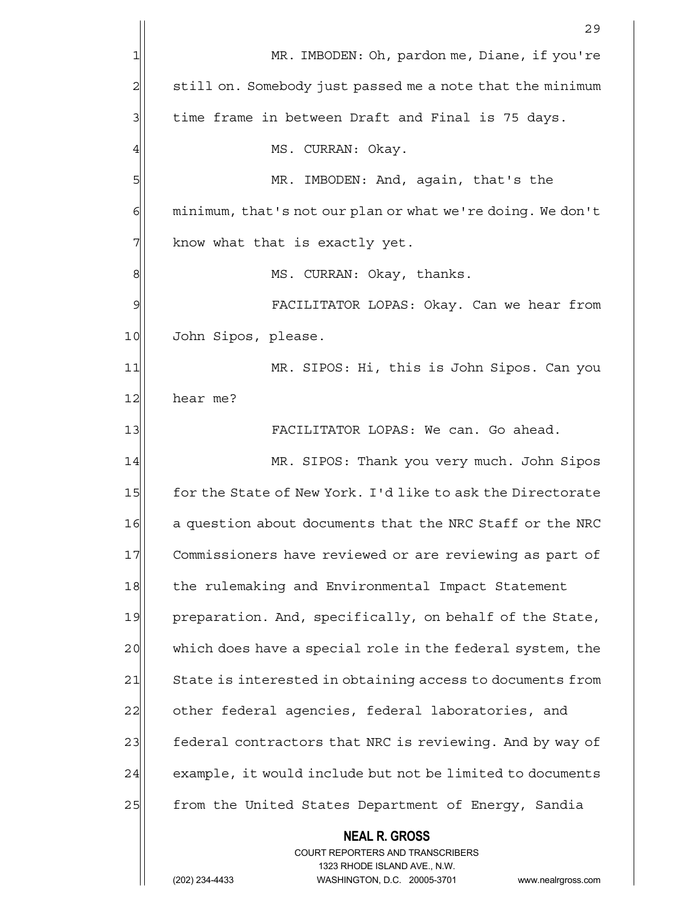MR. IMBODEN: Oh, pardon me, Diane, if you're still on. Somebody just passed me a note that the minimum time frame in between Draft and Final is 75 days.

MS. CURRAN: Okay.

MR. IMBODEN: And, again, that's the minimum, that's not our plan or what we're doing. We don't know what that is exactly yet.

MS. CURRAN: Okay, thanks.

FACILITATOR LOPAS: Okay. Can we hear from John Sipos, please.

MR. SIPOS: Hi, this is John Sipos. Can you hear me?

FACILITATOR LOPAS: We can. Go ahead.

MR. SIPOS: Thank you very much. John Sipos for the State of New York. I'd like to ask the Directorate a question about documents that the NRC Staff or the NRC Commissioners have reviewed or are reviewing as part of the rulemaking and Environmental Impact Statement preparation. And, specifically, on behalf of the State, which does have a special role in the federal system, the State is interested in obtaining access to documents from other federal agencies, federal laboratories, and federal contractors that NRC is reviewing. And by way of example, it would include but not be limited to documents from the United States Department of Energy, Sandia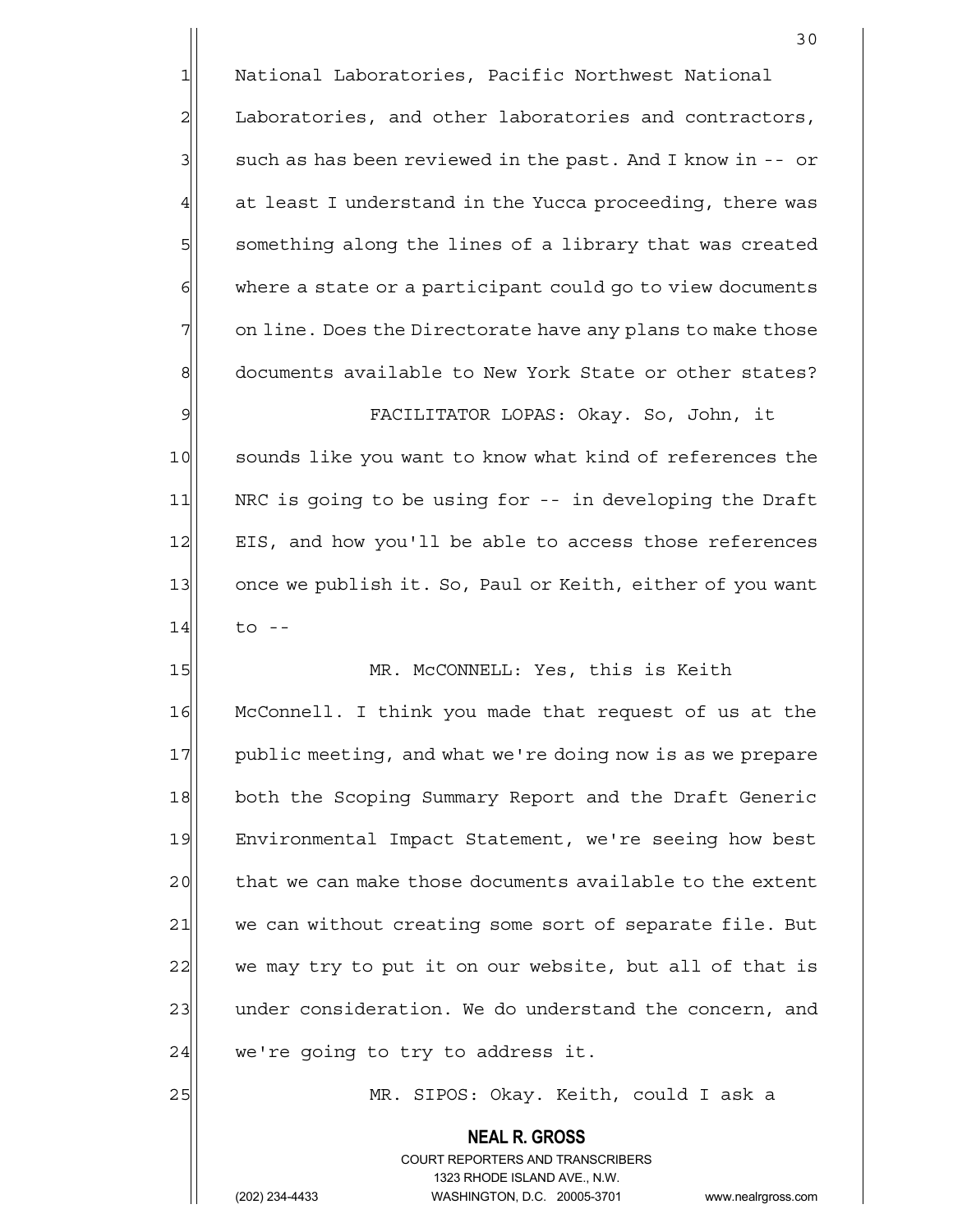National Laboratories, Pacific Northwest National Laboratories, and other laboratories and contractors, such as has been reviewed in the past. And I know in -- or at least I understand in the Yucca proceeding, there was something along the lines of a library that was created where a state or a participant could go to view documents on line. Does the Directorate have any plans to make those documents available to New York State or other states?

FACILITATOR LOPAS: Okay. So, John, it sounds like you want to know what kind of references the NRC is going to be using for -- in developing the Draft EIS, and how you'll be able to access those references once we publish it. So, Paul or Keith, either of you want to --

MR. McCONNELL: Yes, this is Keith McConnell. I think you made that request of us at the public meeting, and what we're doing now is as we prepare both the Scoping Summary Report and the Draft Generic Environmental Impact Statement, we're seeing how best that we can make those documents available to the extent we can without creating some sort of separate file. But we may try to put it on our website, but all of that is under consideration. We do understand the concern, and we're going to try to address it.

MR. SIPOS: Okay. Keith, could I ask a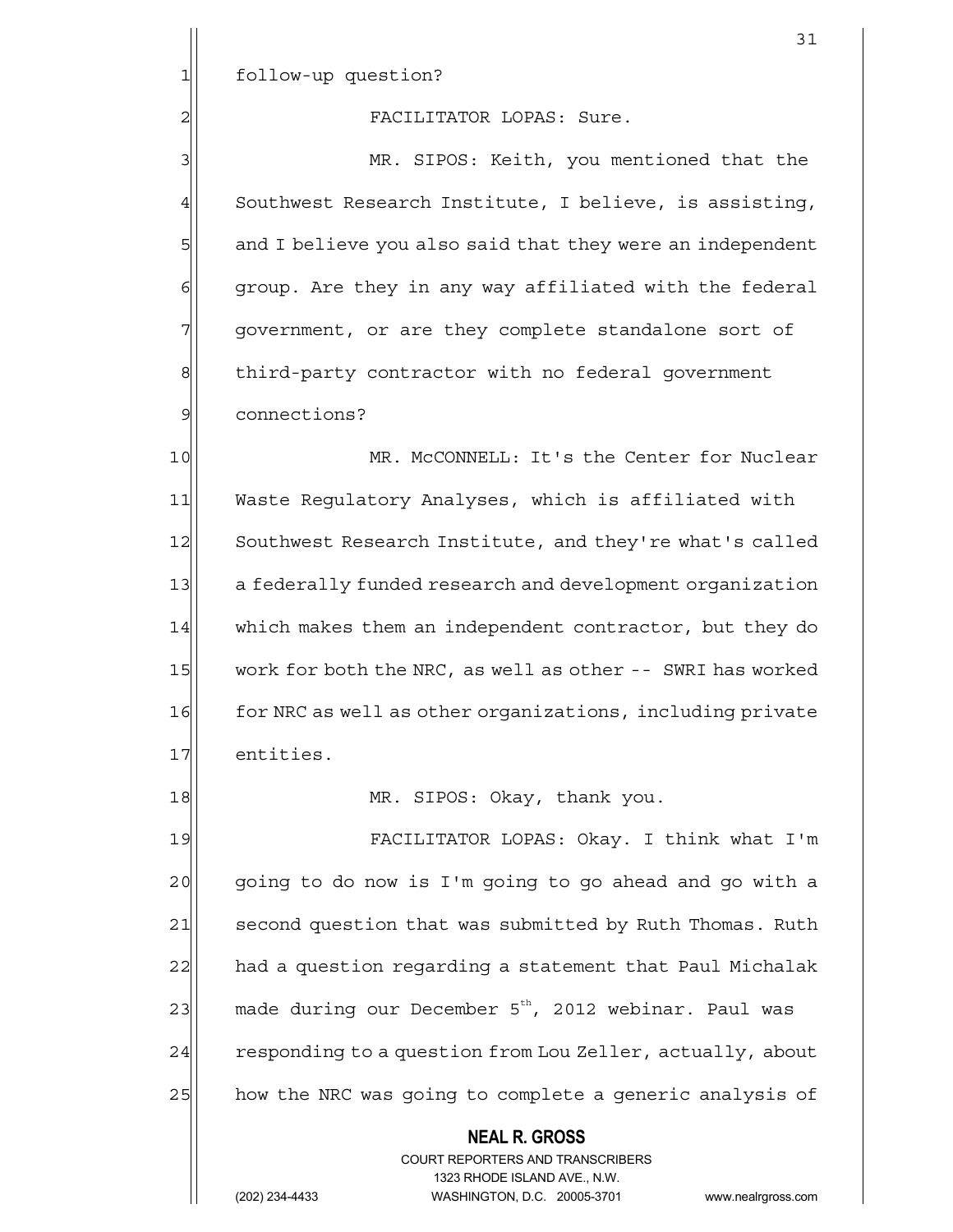follow-up question?

FACILITATOR LOPAS: Sure.

MR. SIPOS: Keith, you mentioned that the Southwest Research Institute, I believe, is assisting, and I believe you also said that they were an independent group. Are they in any way affiliated with the federal government, or are they complete standalone sort of third-party contractor with no federal government connections?

MR. McCONNELL: It's the Center for Nuclear Waste Regulatory Analyses, which is affiliated with Southwest Research Institute, and they're what's called a federally funded research and development organization which makes them an independent contractor, but they do work for both the NRC, as well as other -- SWRI has worked for NRC as well as other organizations, including private entities.

MR. SIPOS: Okay, thank you.

FACILITATOR LOPAS: Okay. I think what I'm going to do now is I'm going to go ahead and go with a second question that was submitted by Ruth Thomas. Ruth had a question regarding a statement that Paul Michalak made during our December 5th, 2012 webinar. Paul was responding to a question from Lou Zeller, actually, about how the NRC was going to complete a generic analysis of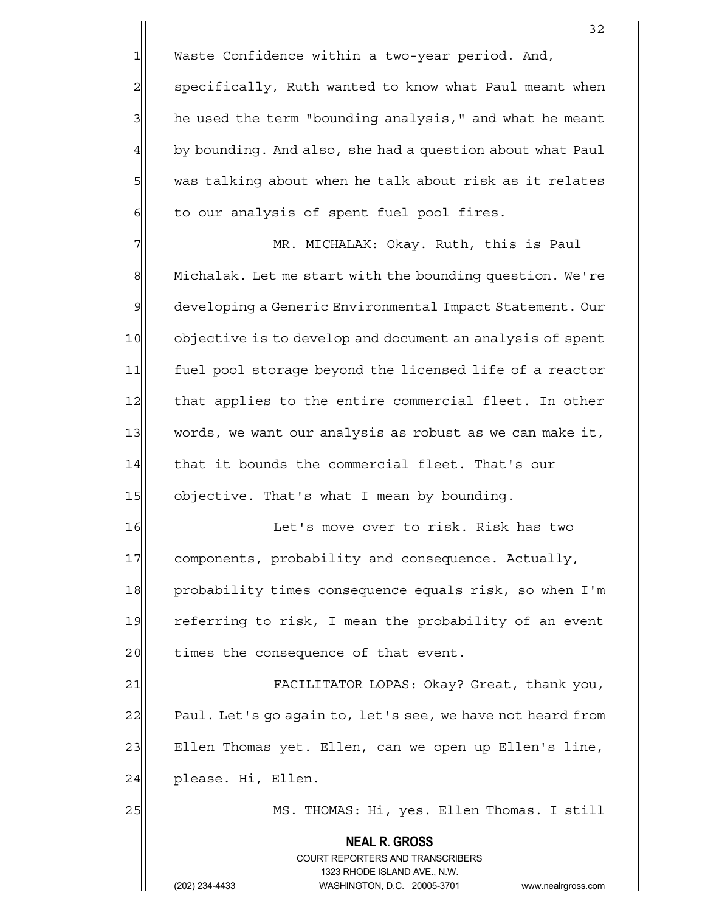Waste Confidence within a two-year period. And, specifically, Ruth wanted to know what Paul meant when he used the term "bounding analysis," and what he meant by bounding. And also, she had a question about what Paul was talking about when he talk about risk as it relates to our analysis of spent fuel pool fires.

MR. MICHALAK: Okay. Ruth, this is Paul Michalak. Let me start with the bounding question. We're developing a Generic Environmental Impact Statement. Our objective is to develop and document an analysis of spent fuel pool storage beyond the licensed life of a reactor that applies to the entire commercial fleet. In other words, we want our analysis as robust as we can make it, that it bounds the commercial fleet. That's our objective. That's what I mean by bounding.

Let's move over to risk. Risk has two components, probability and consequence. Actually, probability times consequence equals risk, so when I'm referring to risk, I mean the probability of an event times the consequence of that event.

FACILITATOR LOPAS: Okay? Great, thank you, Paul. Let's go again to, let's see, we have not heard from Ellen Thomas yet. Ellen, can we open up Ellen's line, please. Hi, Ellen.

MS. THOMAS: Hi, yes. Ellen Thomas. I still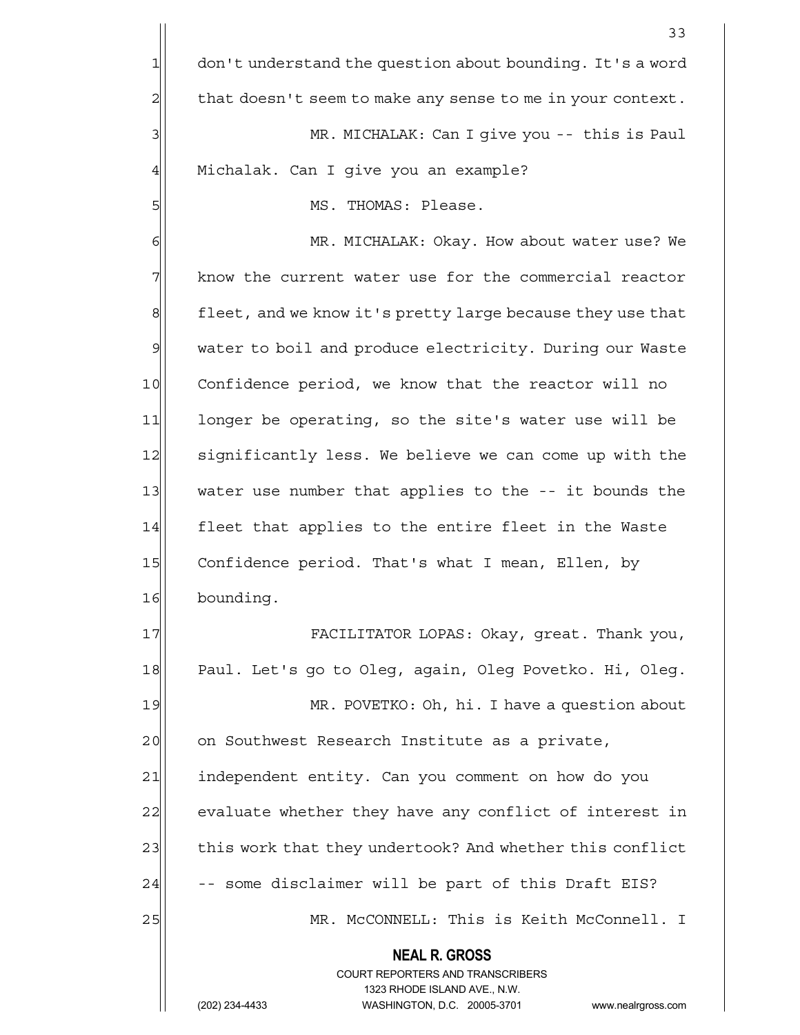don't understand the question about bounding. It's a word that doesn't seem to make any sense to me in your context.

MR. MICHALAK: Can I give you -- this is Paul Michalak. Can I give you an example?

MS. THOMAS: Please.

MR. MICHALAK: Okay. How about water use? We know the current water use for the commercial reactor fleet, and we know it's pretty large because they use that water to boil and produce electricity. During our Waste Confidence period, we know that the reactor will no longer be operating, so the site's water use will be significantly less. We believe we can come up with the water use number that applies to the -- it bounds the fleet that applies to the entire fleet in the Waste Confidence period. That's what I mean, Ellen, by bounding.

FACILITATOR LOPAS: Okay, great. Thank you, Paul. Let's go to Oleg, again, Oleg Povetko. Hi, Oleg.

MR. POVETKO: Oh, hi. I have a question about on Southwest Research Institute as a private, independent entity. Can you comment on how do you evaluate whether they have any conflict of interest in this work that they undertook? And whether this conflict -- some disclaimer will be part of this Draft EIS?

MR. McCONNELL: This is Keith McConnell. I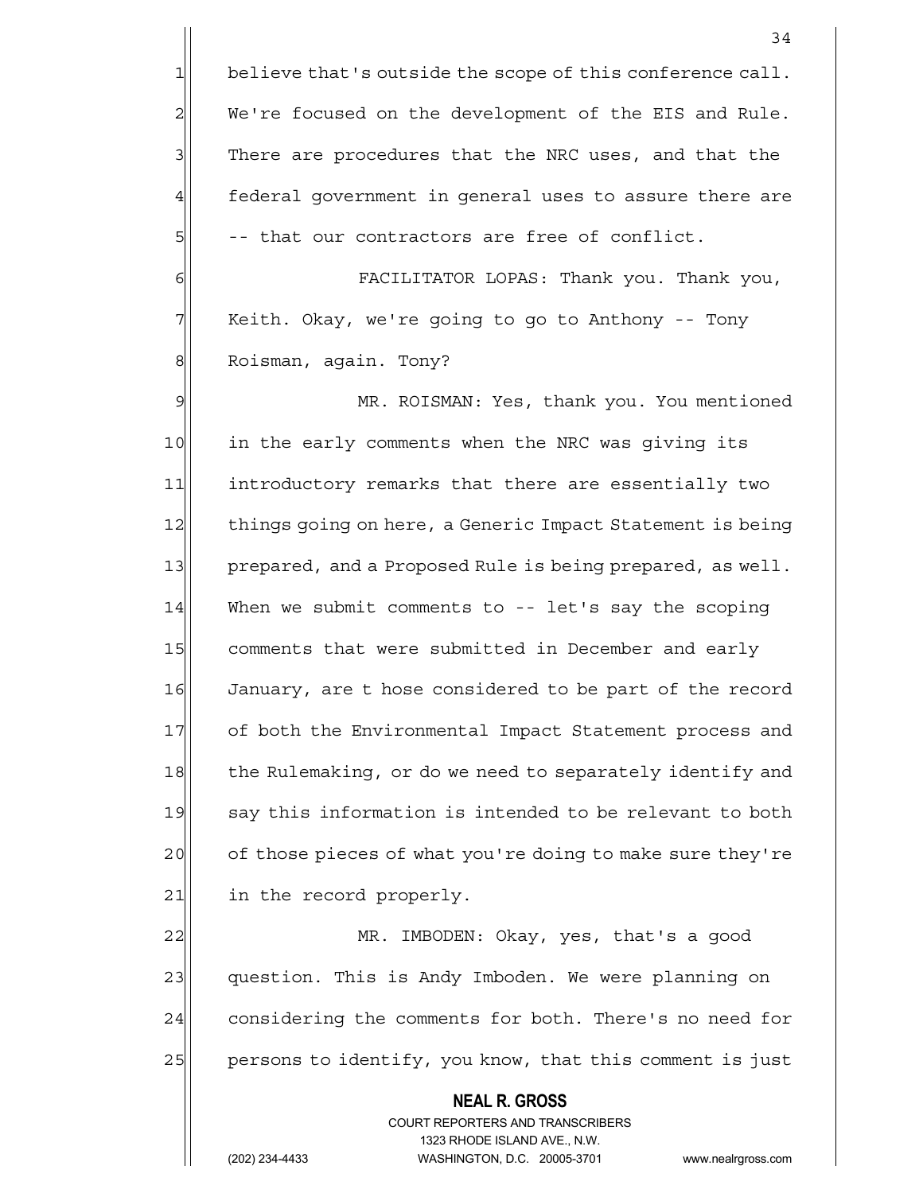believe that's outside the scope of this conference call. We're focused on the development of the EIS and Rule. There are procedures that the NRC uses, and that the federal government in general uses to assure there are -- that our contractors are free of conflict.

FACILITATOR LOPAS: Thank you. Thank you, Keith. Okay, we're going to go to Anthony -- Tony Roisman, again. Tony?

MR. ROISMAN: Yes, thank you. You mentioned in the early comments when the NRC was giving its introductory remarks that there are essentially two things going on here, a Generic Impact Statement is being prepared, and a Proposed Rule is being prepared, as well. When we submit comments to -- let's say the scoping comments that were submitted in December and early January, are t hose considered to be part of the record of both the Environmental Impact Statement process and the Rulemaking, or do we need to separately identify and say this information is intended to be relevant to both of those pieces of what you're doing to make sure they're in the record properly.

MR. IMBODEN: Okay, yes, that's a good question. This is Andy Imboden. We were planning on considering the comments for both. There's no need for persons to identify, you know, that this comment is just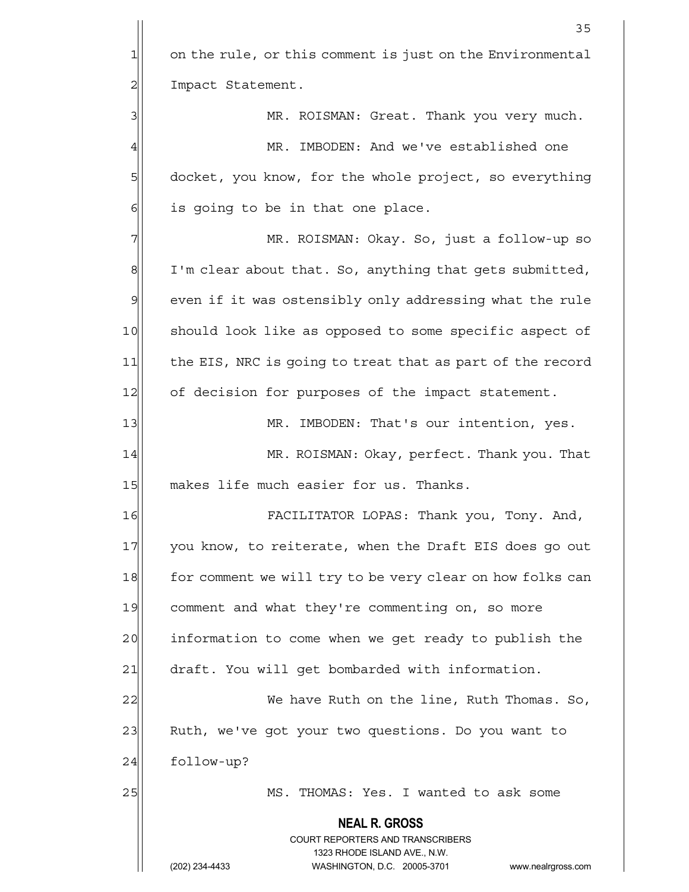on the rule, or this comment is just on the Environmental Impact Statement.

MR. ROISMAN: Great. Thank you very much.

MR. IMBODEN: And we've established one docket, you know, for the whole project, so everything is going to be in that one place.

MR. ROISMAN: Okay. So, just a follow-up so I'm clear about that. So, anything that gets submitted, even if it was ostensibly only addressing what the rule should look like as opposed to some specific aspect of the EIS, NRC is going to treat that as part of the record of decision for purposes of the impact statement.

MR. IMBODEN: That's our intention, yes.

MR. ROISMAN: Okay, perfect. Thank you. That makes life much easier for us. Thanks.

FACILITATOR LOPAS: Thank you, Tony. And, you know, to reiterate, when the Draft EIS does go out for comment we will try to be very clear on how folks can comment and what they're commenting on, so more information to come when we get ready to publish the draft. You will get bombarded with information.

We have Ruth on the line, Ruth Thomas. So, Ruth, we've got your two questions. Do you want to follow-up?

MS. THOMAS: Yes. I wanted to ask some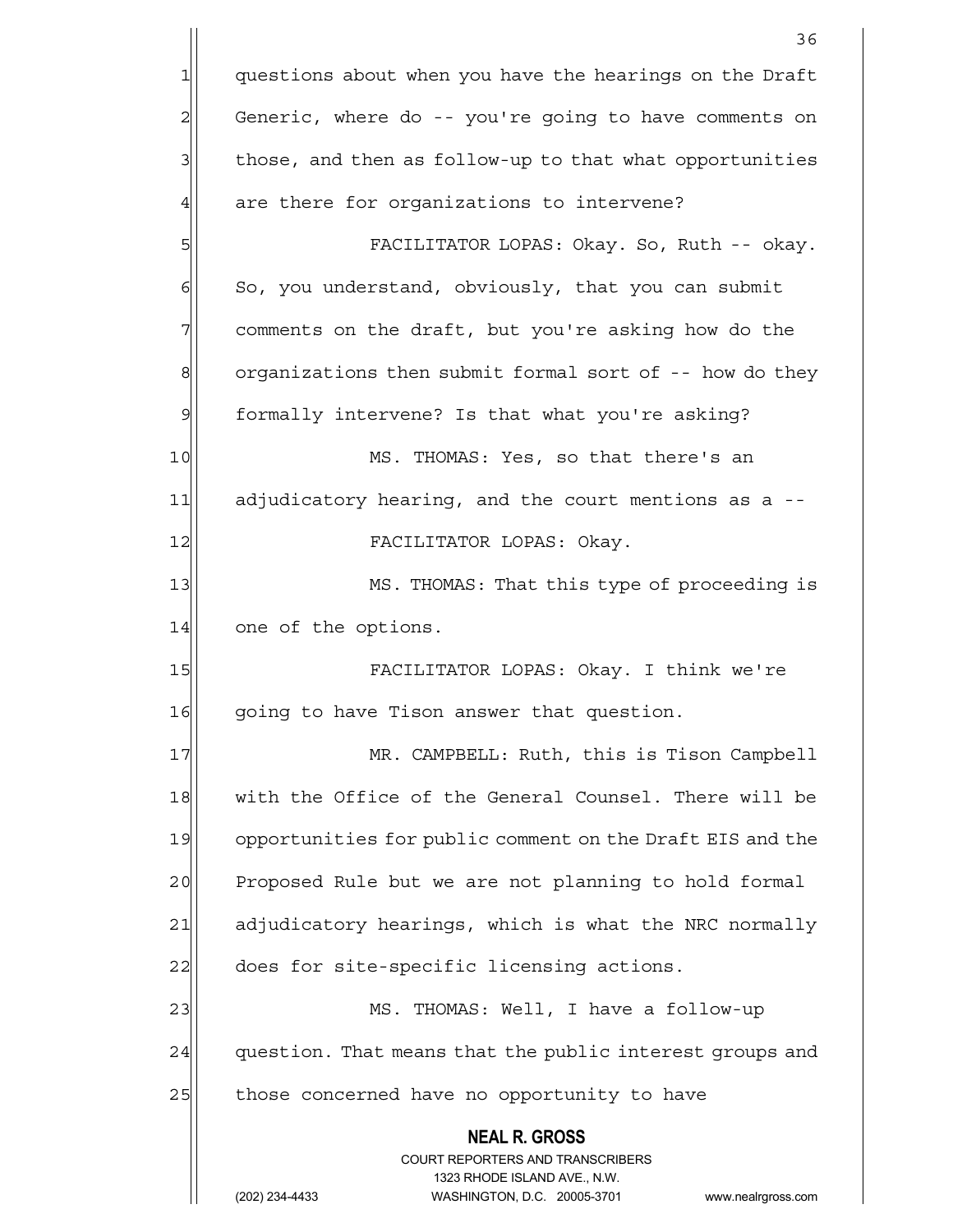questions about when you have the hearings on the Draft Generic, where do -- you're going to have comments on those, and then as follow-up to that what opportunities are there for organizations to intervene?

FACILITATOR LOPAS: Okay. So, Ruth -- okay. So, you understand, obviously, that you can submit comments on the draft, but you're asking how do the organizations then submit formal sort of -- how do they formally intervene? Is that what you're asking?

MS. THOMAS: Yes, so that there's an adjudicatory hearing, and the court mentions as a --

FACILITATOR LOPAS: Okay.

MS. THOMAS: That this type of proceeding is one of the options.

FACILITATOR LOPAS: Okay. I think we're going to have Tison answer that question.

MR. CAMPBELL: Ruth, this is Tison Campbell with the Office of the General Counsel. There will be opportunities for public comment on the Draft EIS and the Proposed Rule but we are not planning to hold formal adjudicatory hearings, which is what the NRC normally does for site-specific licensing actions.

MS. THOMAS: Well, I have a follow-up question. That means that the public interest groups and those concerned have no opportunity to have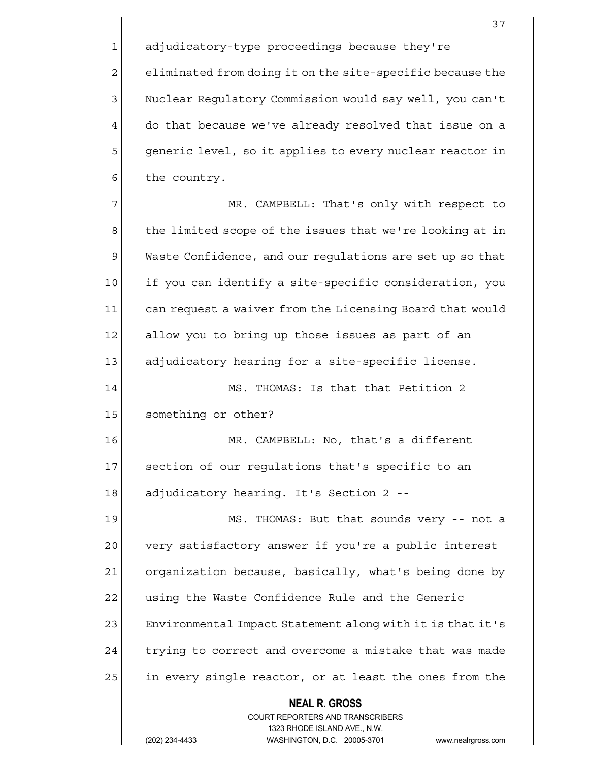adjudicatory-type proceedings because they're eliminated from doing it on the site-specific because the Nuclear Regulatory Commission would say well, you can't do that because we've already resolved that issue on a generic level, so it applies to every nuclear reactor in the country.

MR. CAMPBELL: That's only with respect to the limited scope of the issues that we're looking at in Waste Confidence, and our regulations are set up so that if you can identify a site-specific consideration, you can request a waiver from the Licensing Board that would allow you to bring up those issues as part of an adjudicatory hearing for a site-specific license.

MS. THOMAS: Is that that Petition 2 something or other?

MR. CAMPBELL: No, that's a different section of our regulations that's specific to an adjudicatory hearing. It's Section 2 --

MS. THOMAS: But that sounds very -- not a very satisfactory answer if you're a public interest organization because, basically, what's being done by using the Waste Confidence Rule and the Generic Environmental Impact Statement along with it is that it's trying to correct and overcome a mistake that was made in every single reactor, or at least the ones from the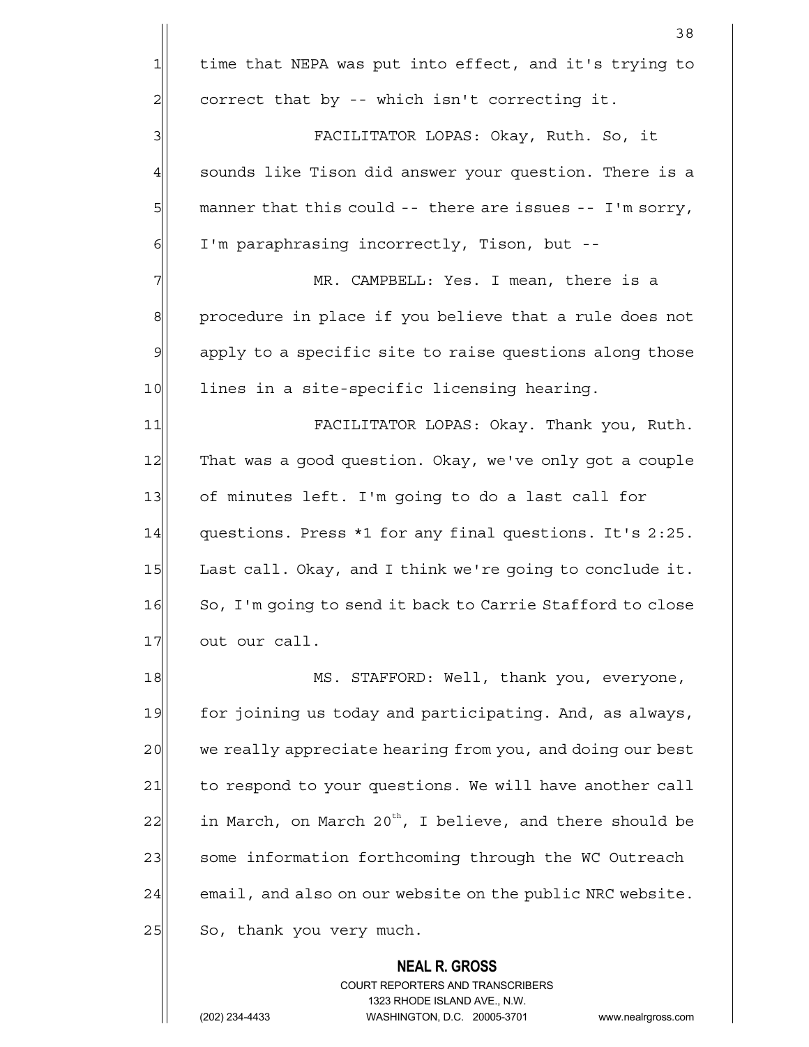time that NEPA was put into effect, and it's trying to correct that by -- which isn't correcting it.

FACILITATOR LOPAS: Okay, Ruth. So, it sounds like Tison did answer your question. There is a manner that this could -- there are issues -- I'm sorry, I'm paraphrasing incorrectly, Tison, but --

MR. CAMPBELL: Yes. I mean, there is a procedure in place if you believe that a rule does not apply to a specific site to raise questions along those lines in a site-specific licensing hearing.

FACILITATOR LOPAS: Okay. Thank you, Ruth. That was a good question. Okay, we've only got a couple of minutes left. I'm going to do a last call for questions. Press *1 for any final questions. It's 2:25. Last call. Okay, and I think we're going to conclude it. So, I'm going to send it back to Carrie Stafford to close out our call.

MS. STAFFORD: Well, thank you, everyone, for joining us today and participating. And, as always, we really appreciate hearing from you, and doing our best to respond to your questions. We will have another call in March, on March 20th, I believe, and there should be some information forthcoming through the WC Outreach email, and also on our website on the public NRC website. So, thank you very much.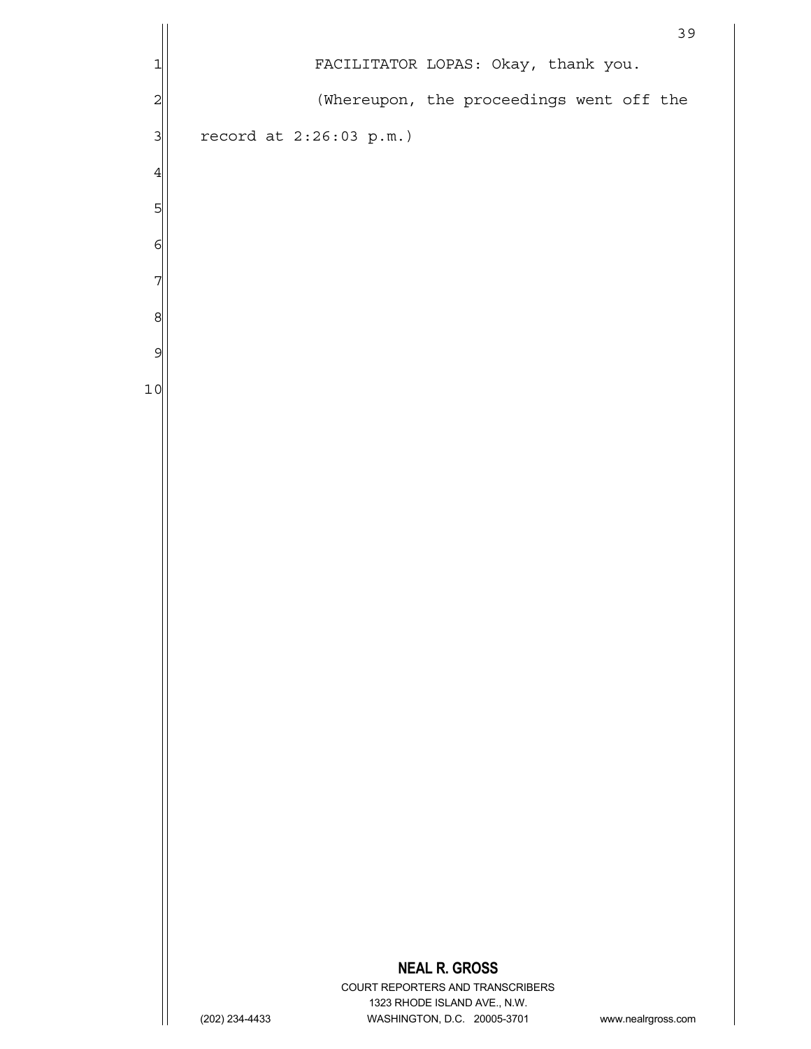FACILITATOR LOPAS: Okay, thank you.

(Whereupon, the proceedings went off the record at 2:26:03 p.m.)